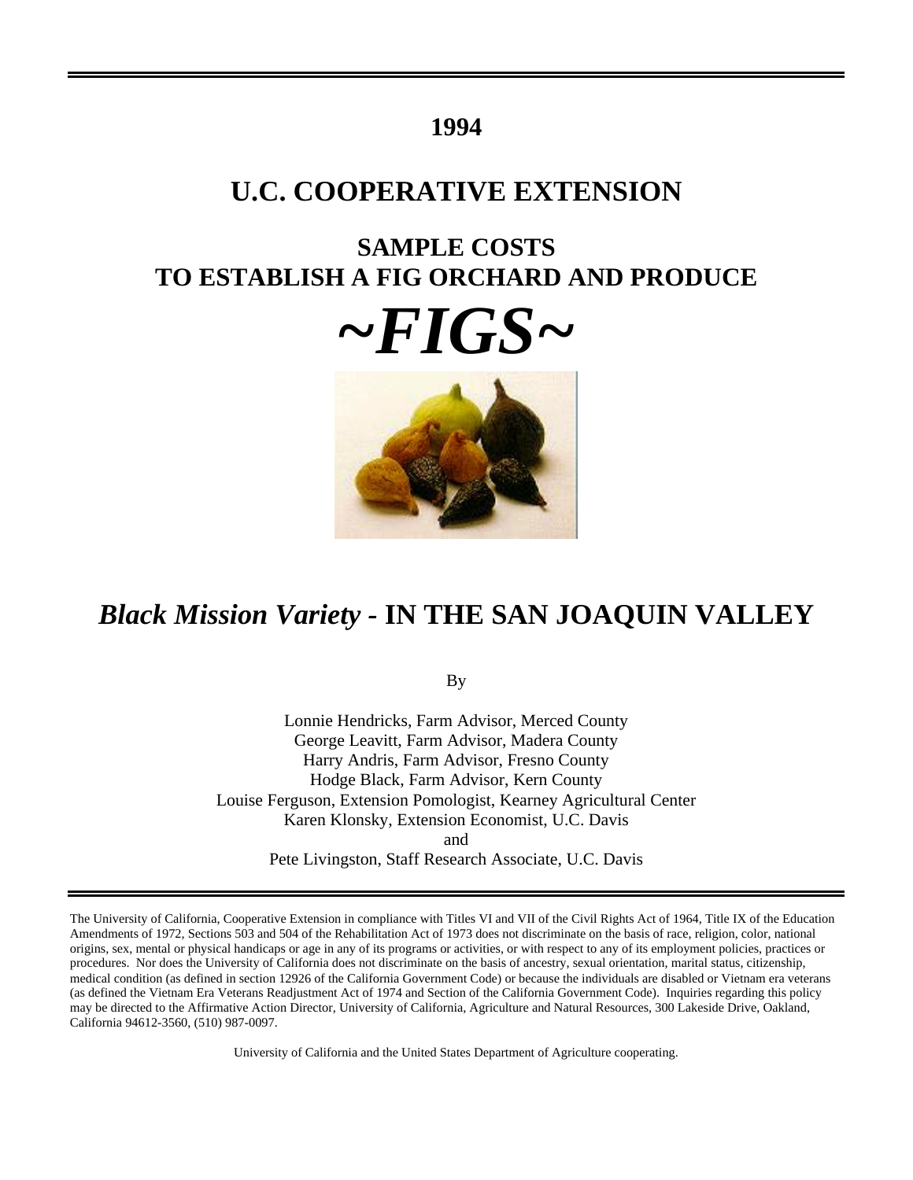# 1994

# U.C. COOPERATIVE EXTENSION

## SAMPLE COSTS TO ESTABLISH A FIG ORCHARD AND PRODUCE

# *~FIGS~*

## *Black Mission Variety* - IN THE SAN JOAQUIN VALLEY

By

Lonnie Hendricks, Farm Advisor, Merced County
George Leavitt, Farm Advisor, Madera County
Harry Andris, Farm Advisor, Fresno County
Hodge Black, Farm Advisor, Kern County
Louise Ferguson, Extension Pomologist, Kearney Agricultural Center
Karen Klonsky, Extension Economist, U.C. Davis
and
Pete Livingston, Staff Research Associate, U.C. Davis

---

The University of California, Cooperative Extension in compliance with Titles VI and VII of the Civil Rights Act of 1964, Title IX of the Education Amendments of 1972, Sections 503 and 504 of the Rehabilitation Act of 1973 does not discriminate on the basis of race, religion, color, national origins, sex, mental or physical handicaps or age in any of its programs or activities, or with respect to any of its employment policies, practices or procedures. Nor does the University of California does not discriminate on the basis of ancestry, sexual orientation, marital status, citizenship, medical condition (as defined in section 12926 of the California Government Code) or because the individuals are disabled or Vietnam era veterans (as defined the Vietnam Era Veterans Readjustment Act of 1974 and Section of the California Government Code). Inquiries regarding this policy may be directed to the Affirmative Action Director, University of California, Agriculture and Natural Resources, 300 Lakeside Drive, Oakland, California 94612-3560, (510) 987-0097.

University of California and the United States Department of Agriculture cooperating.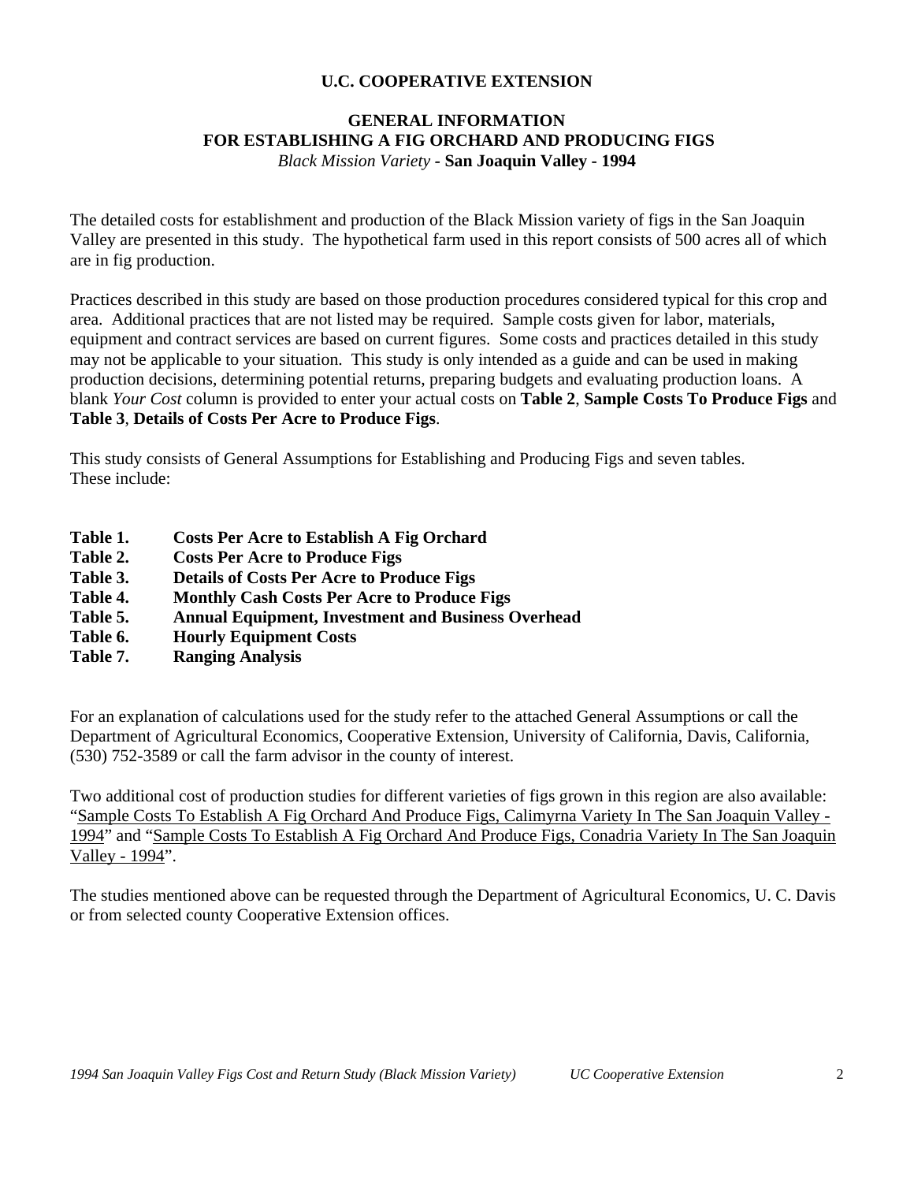# U.C. COOPERATIVE EXTENSION

## GENERAL INFORMATION FOR ESTABLISHING A FIG ORCHARD AND PRODUCING FIGS

*Black Mission Variety* - **San Joaquin Valley - 1994**

The detailed costs for establishment and production of the Black Mission variety of figs in the San Joaquin Valley are presented in this study. The hypothetical farm used in this report consists of 500 acres all of which are in fig production.

Practices described in this study are based on those production procedures considered typical for this crop and area. Additional practices that are not listed may be required. Sample costs given for labor, materials, equipment and contract services are based on current figures. Some costs and practices detailed in this study may not be applicable to your situation. This study is only intended as a guide and can be used in making production decisions, determining potential returns, preparing budgets and evaluating production loans. A blank *Your Cost* column is provided to enter your actual costs on **Table 2**, **Sample Costs To Produce Figs** and **Table 3**, **Details of Costs Per Acre to Produce Figs**.

This study consists of General Assumptions for Establishing and Producing Figs and seven tables. These include:

**Table 1. Costs Per Acre to Establish A Fig Orchard**
**Table 2. Costs Per Acre to Produce Figs**
**Table 3. Details of Costs Per Acre to Produce Figs**
**Table 4. Monthly Cash Costs Per Acre to Produce Figs**
**Table 5. Annual Equipment, Investment and Business Overhead**
**Table 6. Hourly Equipment Costs**
**Table 7. Ranging Analysis**

For an explanation of calculations used for the study refer to the attached General Assumptions or call the Department of Agricultural Economics, Cooperative Extension, University of California, Davis, California, (530) 752-3589 or call the farm advisor in the county of interest.

Two additional cost of production studies for different varieties of figs grown in this region are also available: "Sample Costs To Establish A Fig Orchard And Produce Figs, Calimyrna Variety In The San Joaquin Valley - 1994" and "Sample Costs To Establish A Fig Orchard And Produce Figs, Conadria Variety In The San Joaquin Valley - 1994".

The studies mentioned above can be requested through the Department of Agricultural Economics, U. C. Davis or from selected county Cooperative Extension offices.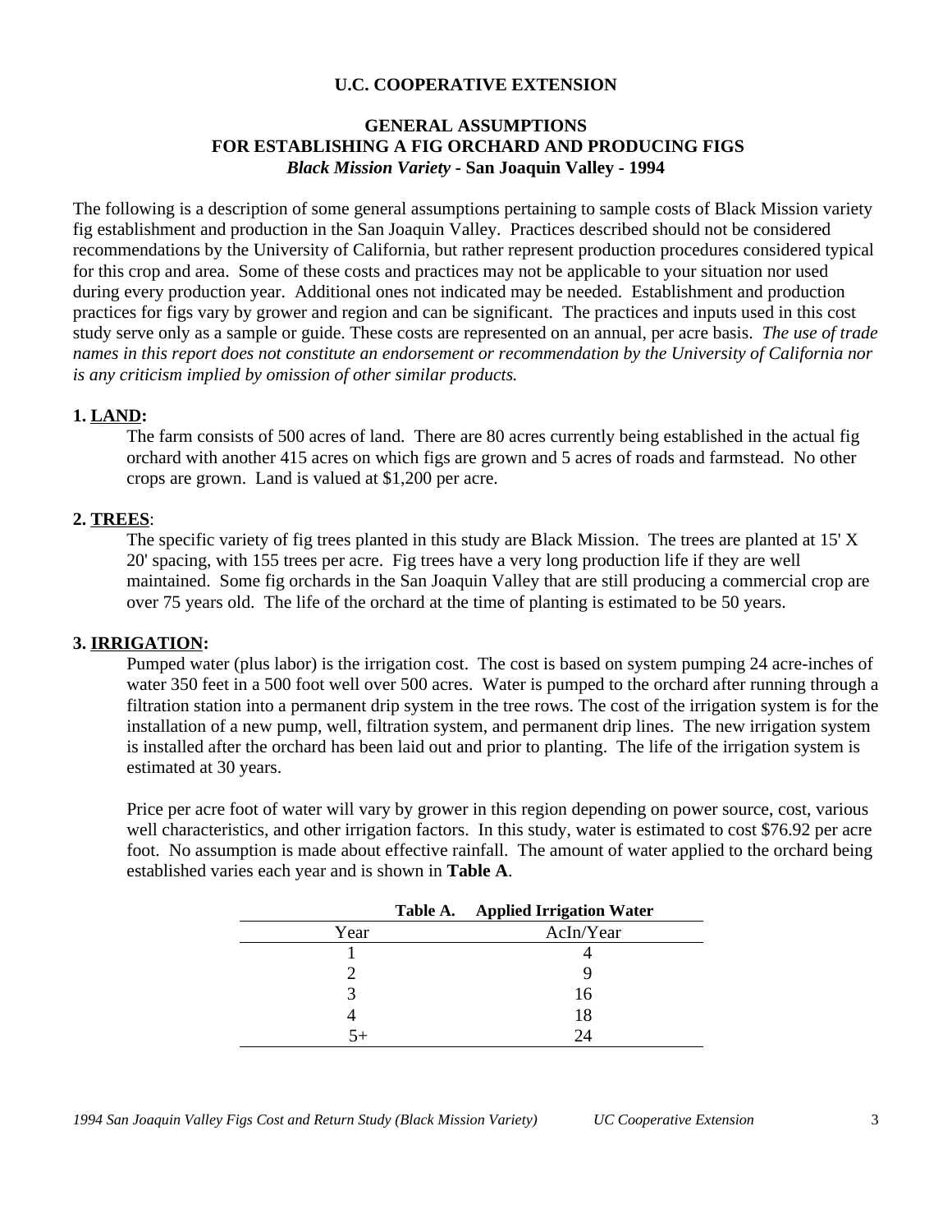**U.C. COOPERATIVE EXTENSION**

# GENERAL ASSUMPTIONS FOR ESTABLISHING A FIG ORCHARD AND PRODUCING FIGS

## *Black Mission Variety* - San Joaquin Valley - 1994

The following is a description of some general assumptions pertaining to sample costs of Black Mission variety fig establishment and production in the San Joaquin Valley. Practices described should not be considered recommendations by the University of California, but rather represent production procedures considered typical for this crop and area. Some of these costs and practices may not be applicable to your situation nor used during every production year. Additional ones not indicated may be needed. Establishment and production practices for figs vary by grower and region and can be significant. The practices and inputs used in this cost study serve only as a sample or guide. These costs are represented on an annual, per acre basis. *The use of trade names in this report does not constitute an endorsement or recommendation by the University of California nor is any criticism implied by omission of other similar products.*

**1. LAND:**

The farm consists of 500 acres of land. There are 80 acres currently being established in the actual fig orchard with another 415 acres on which figs are grown and 5 acres of roads and farmstead. No other crops are grown. Land is valued at $1,200 per acre.

**2. TREES:**

The specific variety of fig trees planted in this study are Black Mission. The trees are planted at 15' X 20' spacing, with 155 trees per acre. Fig trees have a very long production life if they are well maintained. Some fig orchards in the San Joaquin Valley that are still producing a commercial crop are over 75 years old. The life of the orchard at the time of planting is estimated to be 50 years.

**3. IRRIGATION:**

Pumped water (plus labor) is the irrigation cost. The cost is based on system pumping 24 acre-inches of water 350 feet in a 500 foot well over 500 acres. Water is pumped to the orchard after running through a filtration station into a permanent drip system in the tree rows. The cost of the irrigation system is for the installation of a new pump, well, filtration system, and permanent drip lines. The new irrigation system is installed after the orchard has been laid out and prior to planting. The life of the irrigation system is estimated at 30 years.

Price per acre foot of water will vary by grower in this region depending on power source, cost, various well characteristics, and other irrigation factors. In this study, water is estimated to cost $76.92 per acre foot. No assumption is made about effective rainfall. The amount of water applied to the orchard being established varies each year and is shown in **Table A**.

**Table A. Applied Irrigation Water**

| Year | AcIn/Year |
|---|---|
| 1 | 4 |
| 2 | 9 |
| 3 | 16 |
| 4 | 18 |
| 5+ | 24 |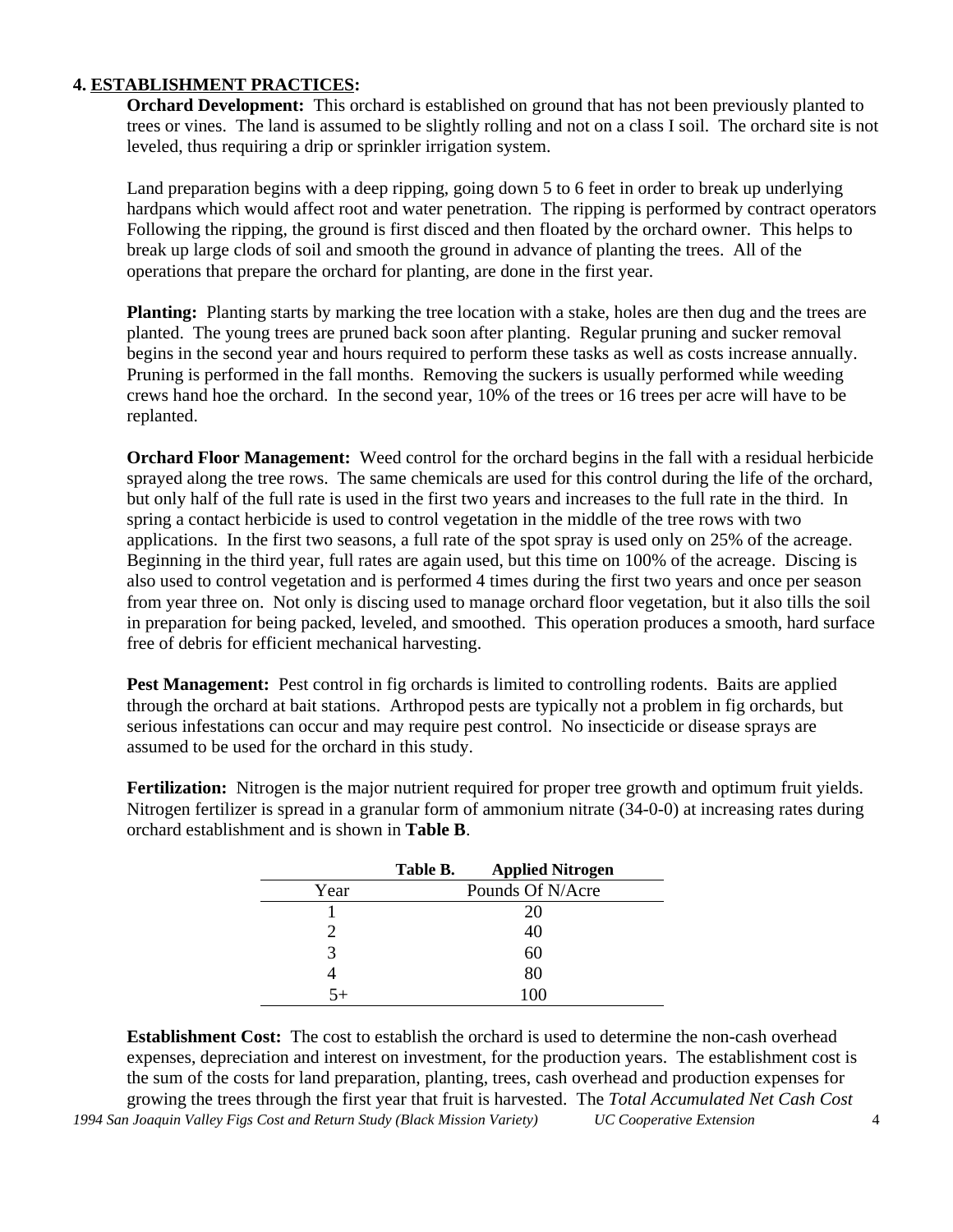## 4. ESTABLISHMENT PRACTICES:

**Orchard Development:** This orchard is established on ground that has not been previously planted to trees or vines. The land is assumed to be slightly rolling and not on a class I soil. The orchard site is not leveled, thus requiring a drip or sprinkler irrigation system.

Land preparation begins with a deep ripping, going down 5 to 6 feet in order to break up underlying hardpans which would affect root and water penetration. The ripping is performed by contract operators Following the ripping, the ground is first disced and then floated by the orchard owner. This helps to break up large clods of soil and smooth the ground in advance of planting the trees. All of the operations that prepare the orchard for planting, are done in the first year.

**Planting:** Planting starts by marking the tree location with a stake, holes are then dug and the trees are planted. The young trees are pruned back soon after planting. Regular pruning and sucker removal begins in the second year and hours required to perform these tasks as well as costs increase annually. Pruning is performed in the fall months. Removing the suckers is usually performed while weeding crews hand hoe the orchard. In the second year, 10% of the trees or 16 trees per acre will have to be replanted.

**Orchard Floor Management:** Weed control for the orchard begins in the fall with a residual herbicide sprayed along the tree rows. The same chemicals are used for this control during the life of the orchard, but only half of the full rate is used in the first two years and increases to the full rate in the third. In spring a contact herbicide is used to control vegetation in the middle of the tree rows with two applications. In the first two seasons, a full rate of the spot spray is used only on 25% of the acreage. Beginning in the third year, full rates are again used, but this time on 100% of the acreage. Discing is also used to control vegetation and is performed 4 times during the first two years and once per season from year three on. Not only is discing used to manage orchard floor vegetation, but it also tills the soil in preparation for being packed, leveled, and smoothed. This operation produces a smooth, hard surface free of debris for efficient mechanical harvesting.

**Pest Management:** Pest control in fig orchards is limited to controlling rodents. Baits are applied through the orchard at bait stations. Arthropod pests are typically not a problem in fig orchards, but serious infestations can occur and may require pest control. No insecticide or disease sprays are assumed to be used for the orchard in this study.

**Fertilization:** Nitrogen is the major nutrient required for proper tree growth and optimum fruit yields. Nitrogen fertilizer is spread in a granular form of ammonium nitrate (34-0-0) at increasing rates during orchard establishment and is shown in **Table B**.

**Table B. Applied Nitrogen**

| Year | Pounds Of N/Acre |
|---|---|
| 1 | 20 |
| 2 | 40 |
| 3 | 60 |
| 4 | 80 |
| 5+ | 100 |

**Establishment Cost:** The cost to establish the orchard is used to determine the non-cash overhead expenses, depreciation and interest on investment, for the production years. The establishment cost is the sum of the costs for land preparation, planting, trees, cash overhead and production expenses for growing the trees through the first year that fruit is harvested. The *Total Accumulated Net Cash Cost*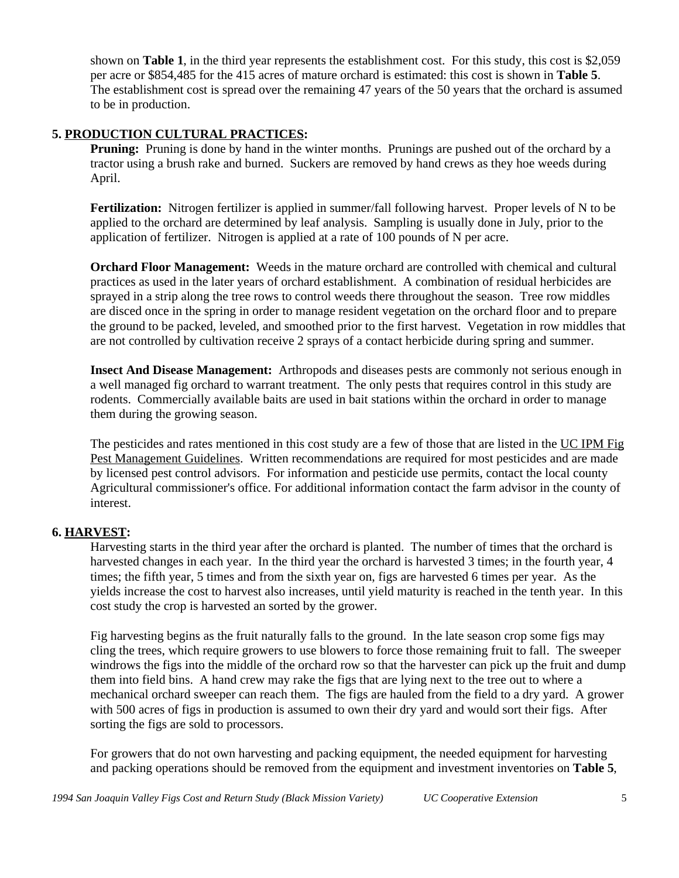shown on **Table 1**, in the third year represents the establishment cost. For this study, this cost is $2,059 per acre or $854,485 for the 415 acres of mature orchard is estimated: this cost is shown in **Table 5**. The establishment cost is spread over the remaining 47 years of the 50 years that the orchard is assumed to be in production.

## 5. PRODUCTION CULTURAL PRACTICES:

**Pruning:** Pruning is done by hand in the winter months. Prunings are pushed out of the orchard by a tractor using a brush rake and burned. Suckers are removed by hand crews as they hoe weeds during April.

**Fertilization:** Nitrogen fertilizer is applied in summer/fall following harvest. Proper levels of N to be applied to the orchard are determined by leaf analysis. Sampling is usually done in July, prior to the application of fertilizer. Nitrogen is applied at a rate of 100 pounds of N per acre.

**Orchard Floor Management:** Weeds in the mature orchard are controlled with chemical and cultural practices as used in the later years of orchard establishment. A combination of residual herbicides are sprayed in a strip along the tree rows to control weeds there throughout the season. Tree row middles are disced once in the spring in order to manage resident vegetation on the orchard floor and to prepare the ground to be packed, leveled, and smoothed prior to the first harvest. Vegetation in row middles that are not controlled by cultivation receive 2 sprays of a contact herbicide during spring and summer.

**Insect And Disease Management:** Arthropods and diseases pests are commonly not serious enough in a well managed fig orchard to warrant treatment. The only pests that requires control in this study are rodents. Commercially available baits are used in bait stations within the orchard in order to manage them during the growing season.

The pesticides and rates mentioned in this cost study are a few of those that are listed in the UC IPM Fig Pest Management Guidelines. Written recommendations are required for most pesticides and are made by licensed pest control advisors. For information and pesticide use permits, contact the local county Agricultural commissioner's office. For additional information contact the farm advisor in the county of interest.

## 6. HARVEST:

Harvesting starts in the third year after the orchard is planted. The number of times that the orchard is harvested changes in each year. In the third year the orchard is harvested 3 times; in the fourth year, 4 times; the fifth year, 5 times and from the sixth year on, figs are harvested 6 times per year. As the yields increase the cost to harvest also increases, until yield maturity is reached in the tenth year. In this cost study the crop is harvested an sorted by the grower.

Fig harvesting begins as the fruit naturally falls to the ground. In the late season crop some figs may cling the trees, which require growers to use blowers to force those remaining fruit to fall. The sweeper windrows the figs into the middle of the orchard row so that the harvester can pick up the fruit and dump them into field bins. A hand crew may rake the figs that are lying next to the tree out to where a mechanical orchard sweeper can reach them. The figs are hauled from the field to a dry yard. A grower with 500 acres of figs in production is assumed to own their dry yard and would sort their figs. After sorting the figs are sold to processors.

For growers that do not own harvesting and packing equipment, the needed equipment for harvesting and packing operations should be removed from the equipment and investment inventories on **Table 5**,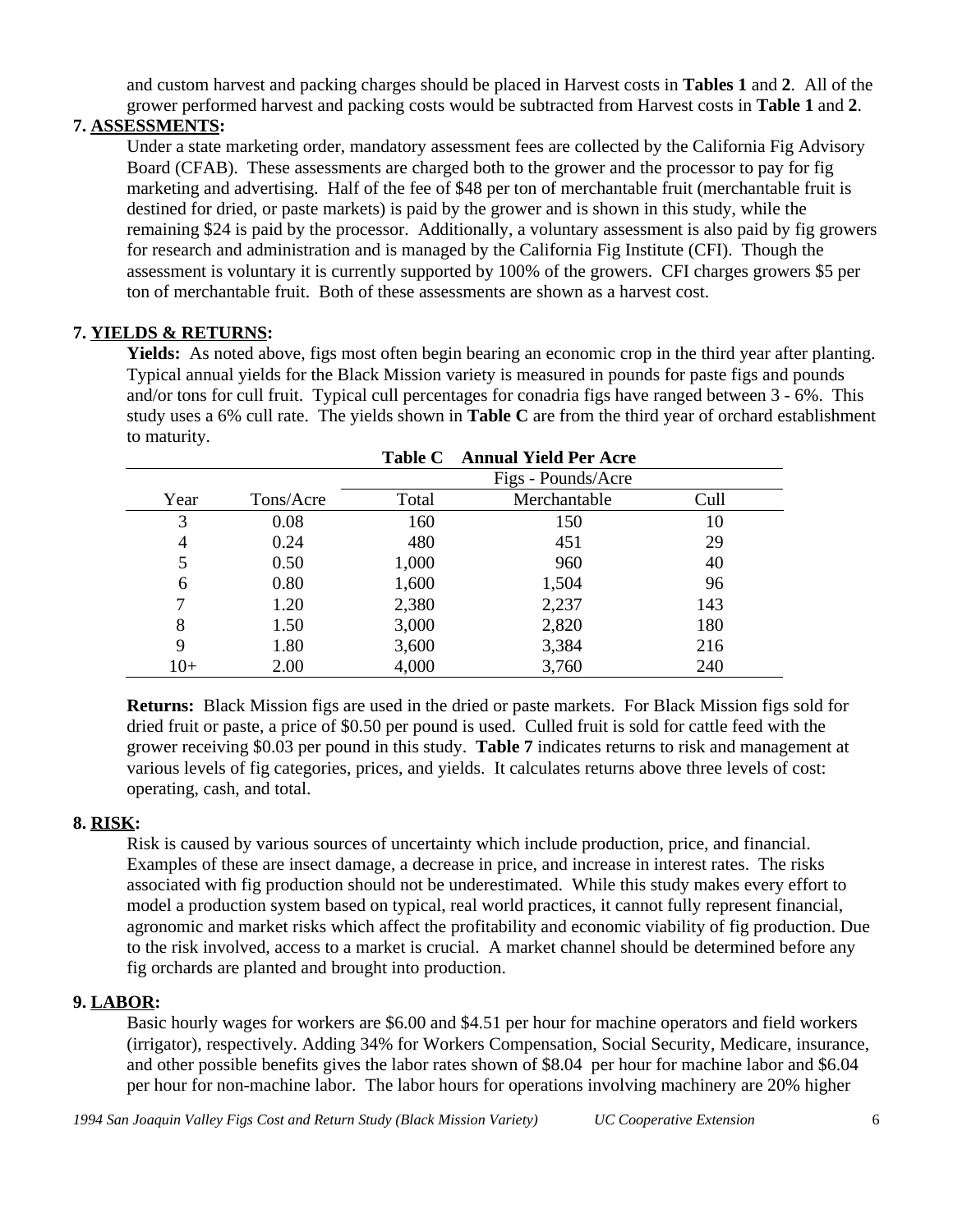and custom harvest and packing charges should be placed in Harvest costs in **Tables 1** and **2**. All of the grower performed harvest and packing costs would be subtracted from Harvest costs in **Table 1** and **2**.

**7. ASSESSMENTS:**

Under a state marketing order, mandatory assessment fees are collected by the California Fig Advisory Board (CFAB). These assessments are charged both to the grower and the processor to pay for fig marketing and advertising. Half of the fee of $48 per ton of merchantable fruit (merchantable fruit is destined for dried, or paste markets) is paid by the grower and is shown in this study, while the remaining $24 is paid by the processor. Additionally, a voluntary assessment is also paid by fig growers for research and administration and is managed by the California Fig Institute (CFI). Though the assessment is voluntary it is currently supported by 100% of the growers. CFI charges growers $5 per ton of merchantable fruit. Both of these assessments are shown as a harvest cost.

**7. YIELDS & RETURNS:**

**Yields:** As noted above, figs most often begin bearing an economic crop in the third year after planting. Typical annual yields for the Black Mission variety is measured in pounds for paste figs and pounds and/or tons for cull fruit. Typical cull percentages for conadria figs have ranged between 3 - 6%. This study uses a 6% cull rate. The yields shown in **Table C** are from the third year of orchard establishment to maturity.

**Table C Annual Yield Per Acre**

| | | Figs - Pounds/Acre | | |
|---|---|---|---|---|
| Year | Tons/Acre | Total | Merchantable | Cull |
| 3 | 0.08 | 160 | 150 | 10 |
| 4 | 0.24 | 480 | 451 | 29 |
| 5 | 0.50 | 1,000 | 960 | 40 |
| 6 | 0.80 | 1,600 | 1,504 | 96 |
| 7 | 1.20 | 2,380 | 2,237 | 143 |
| 8 | 1.50 | 3,000 | 2,820 | 180 |
| 9 | 1.80 | 3,600 | 3,384 | 216 |
| 10+ | 2.00 | 4,000 | 3,760 | 240 |

**Returns:** Black Mission figs are used in the dried or paste markets. For Black Mission figs sold for dried fruit or paste, a price of $0.50 per pound is used. Culled fruit is sold for cattle feed with the grower receiving $0.03 per pound in this study. **Table 7** indicates returns to risk and management at various levels of fig categories, prices, and yields. It calculates returns above three levels of cost: operating, cash, and total.

**8. RISK:**

Risk is caused by various sources of uncertainty which include production, price, and financial. Examples of these are insect damage, a decrease in price, and increase in interest rates. The risks associated with fig production should not be underestimated. While this study makes every effort to model a production system based on typical, real world practices, it cannot fully represent financial, agronomic and market risks which affect the profitability and economic viability of fig production. Due to the risk involved, access to a market is crucial. A market channel should be determined before any fig orchards are planted and brought into production.

**9. LABOR:**

Basic hourly wages for workers are $6.00 and $4.51 per hour for machine operators and field workers (irrigator), respectively. Adding 34% for Workers Compensation, Social Security, Medicare, insurance, and other possible benefits gives the labor rates shown of $8.04 per hour for machine labor and $6.04 per hour for non-machine labor. The labor hours for operations involving machinery are 20% higher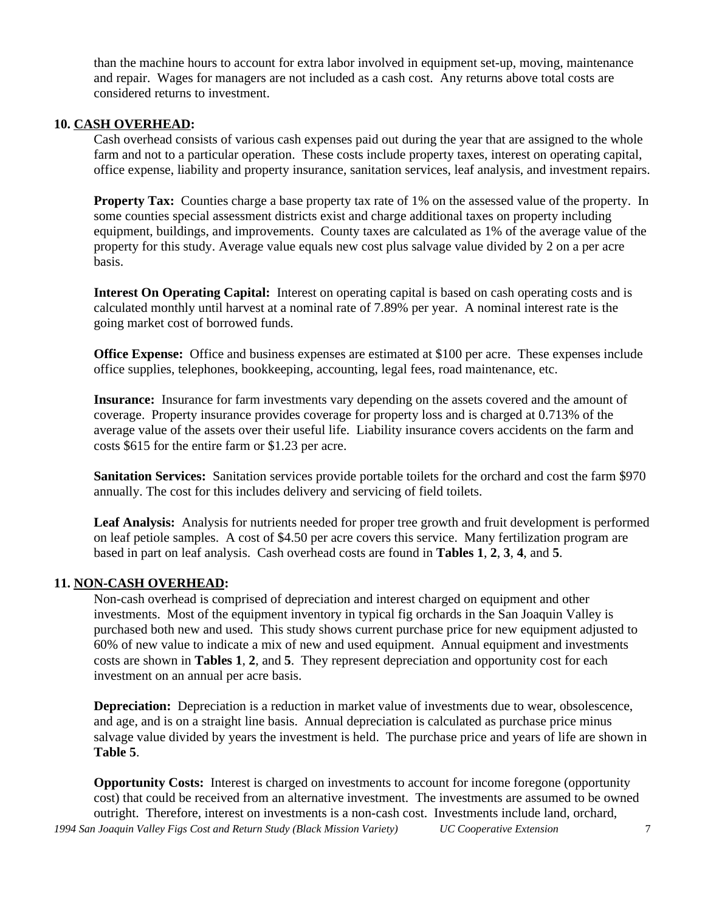than the machine hours to account for extra labor involved in equipment set-up, moving, maintenance and repair. Wages for managers are not included as a cash cost. Any returns above total costs are considered returns to investment.

**10. <u>CASH OVERHEAD</u>:**

Cash overhead consists of various cash expenses paid out during the year that are assigned to the whole farm and not to a particular operation. These costs include property taxes, interest on operating capital, office expense, liability and property insurance, sanitation services, leaf analysis, and investment repairs.

**Property Tax:** Counties charge a base property tax rate of 1% on the assessed value of the property. In some counties special assessment districts exist and charge additional taxes on property including equipment, buildings, and improvements. County taxes are calculated as 1% of the average value of the property for this study. Average value equals new cost plus salvage value divided by 2 on a per acre basis.

**Interest On Operating Capital:** Interest on operating capital is based on cash operating costs and is calculated monthly until harvest at a nominal rate of 7.89% per year. A nominal interest rate is the going market cost of borrowed funds.

**Office Expense:** Office and business expenses are estimated at $100 per acre. These expenses include office supplies, telephones, bookkeeping, accounting, legal fees, road maintenance, etc.

**Insurance:** Insurance for farm investments vary depending on the assets covered and the amount of coverage. Property insurance provides coverage for property loss and is charged at 0.713% of the average value of the assets over their useful life. Liability insurance covers accidents on the farm and costs $615 for the entire farm or $1.23 per acre.

**Sanitation Services:** Sanitation services provide portable toilets for the orchard and cost the farm $970 annually. The cost for this includes delivery and servicing of field toilets.

**Leaf Analysis:** Analysis for nutrients needed for proper tree growth and fruit development is performed on leaf petiole samples. A cost of $4.50 per acre covers this service. Many fertilization program are based in part on leaf analysis. Cash overhead costs are found in **Tables 1**, **2**, **3**, **4**, and **5**.

**11. <u>NON-CASH OVERHEAD</u>:**

Non-cash overhead is comprised of depreciation and interest charged on equipment and other investments. Most of the equipment inventory in typical fig orchards in the San Joaquin Valley is purchased both new and used. This study shows current purchase price for new equipment adjusted to 60% of new value to indicate a mix of new and used equipment. Annual equipment and investments costs are shown in **Tables 1**, **2**, and **5**. They represent depreciation and opportunity cost for each investment on an annual per acre basis.

**Depreciation:** Depreciation is a reduction in market value of investments due to wear, obsolescence, and age, and is on a straight line basis. Annual depreciation is calculated as purchase price minus salvage value divided by years the investment is held. The purchase price and years of life are shown in **Table 5**.

**Opportunity Costs:** Interest is charged on investments to account for income foregone (opportunity cost) that could be received from an alternative investment. The investments are assumed to be owned outright. Therefore, interest on investments is a non-cash cost. Investments include land, orchard,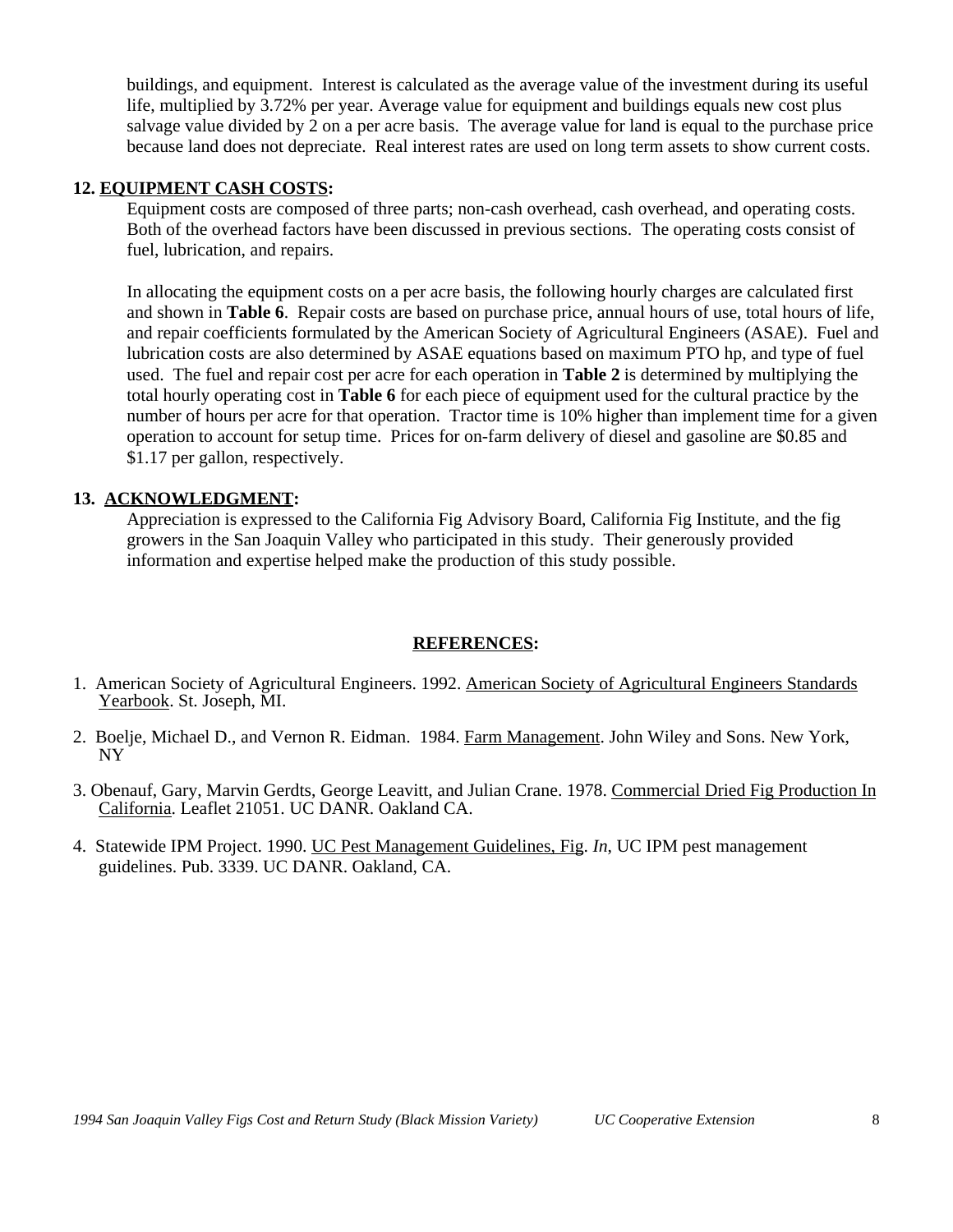buildings, and equipment. Interest is calculated as the average value of the investment during its useful life, multiplied by 3.72% per year. Average value for equipment and buildings equals new cost plus salvage value divided by 2 on a per acre basis. The average value for land is equal to the purchase price because land does not depreciate. Real interest rates are used on long term assets to show current costs.

**12. EQUIPMENT CASH COSTS:**

Equipment costs are composed of three parts; non-cash overhead, cash overhead, and operating costs. Both of the overhead factors have been discussed in previous sections. The operating costs consist of fuel, lubrication, and repairs.

In allocating the equipment costs on a per acre basis, the following hourly charges are calculated first and shown in **Table 6**. Repair costs are based on purchase price, annual hours of use, total hours of life, and repair coefficients formulated by the American Society of Agricultural Engineers (ASAE). Fuel and lubrication costs are also determined by ASAE equations based on maximum PTO hp, and type of fuel used. The fuel and repair cost per acre for each operation in **Table 2** is determined by multiplying the total hourly operating cost in **Table 6** for each piece of equipment used for the cultural practice by the number of hours per acre for that operation. Tractor time is 10% higher than implement time for a given operation to account for setup time. Prices for on-farm delivery of diesel and gasoline are $0.85 and $1.17 per gallon, respectively.

**13. ACKNOWLEDGMENT:**

Appreciation is expressed to the California Fig Advisory Board, California Fig Institute, and the fig growers in the San Joaquin Valley who participated in this study. Their generously provided information and expertise helped make the production of this study possible.

## REFERENCES:

1. American Society of Agricultural Engineers. 1992. American Society of Agricultural Engineers Standards Yearbook. St. Joseph, MI.

2. Boelje, Michael D., and Vernon R. Eidman. 1984. Farm Management. John Wiley and Sons. New York, NY

3. Obenauf, Gary, Marvin Gerdts, George Leavitt, and Julian Crane. 1978. Commercial Dried Fig Production In California. Leaflet 21051. UC DANR. Oakland CA.

4. Statewide IPM Project. 1990. UC Pest Management Guidelines, Fig. *In*, UC IPM pest management guidelines. Pub. 3339. UC DANR. Oakland, CA.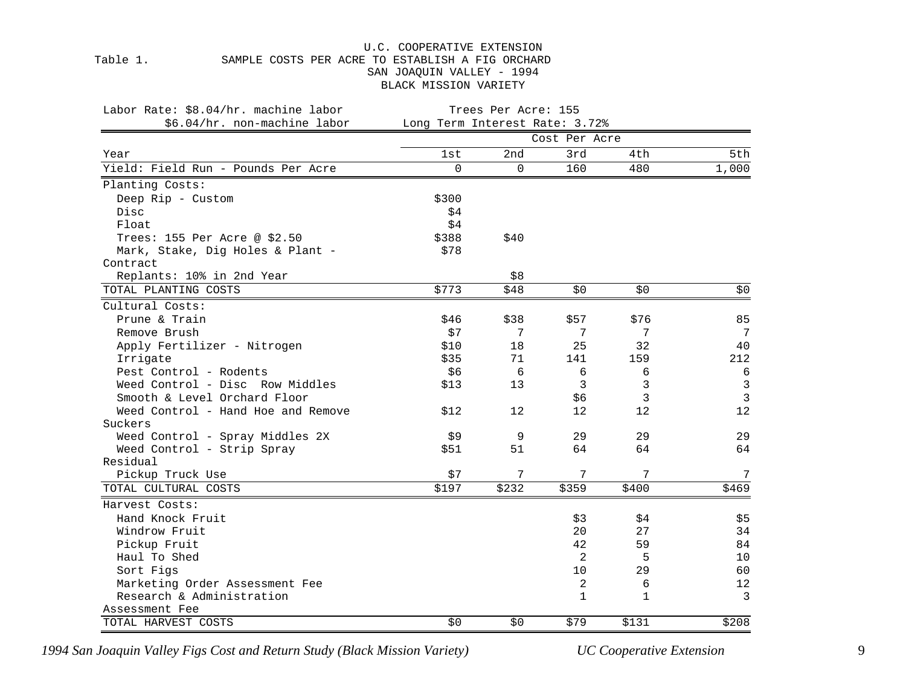U.C. COOPERATIVE EXTENSION

Table 1. SAMPLE COSTS PER ACRE TO ESTABLISH A FIG ORCHARD

SAN JOAQUIN VALLEY - 1994

BLACK MISSION VARIETY

Labor Rate: $8.04/hr. machine labor
$6.04/hr. non-machine labor

Trees Per Acre: 155
Long Term Interest Rate: 3.72%

| | Cost Per Acre | | | | |
|---|---|---|---|---|---|
| Year | 1st | 2nd | 3rd | 4th | 5th |
| Yield: Field Run - Pounds Per Acre | 0 | 0 | 160 | 480 | 1,000 |
| Planting Costs: | | | | | |
| Deep Rip - Custom | $300 | | | | |
| Disc | $4 | | | | |
| Float | $4 | | | | |
| Trees: 155 Per Acre @ $2.50 | $388 | $40 | | | |
| Mark, Stake, Dig Holes & Plant - Contract | $78 | | | | |
| Replants: 10% in 2nd Year | | $8 | | | |
| TOTAL PLANTING COSTS | $773 | $48 | $0 | $0 | $0 |
| Cultural Costs: | | | | | |
| Prune & Train | $46 | $38 | $57 | $76 | 85 |
| Remove Brush | $7 | 7 | 7 | 7 | 7 |
| Apply Fertilizer - Nitrogen | $10 | 18 | 25 | 32 | 40 |
| Irrigate | $35 | 71 | 141 | 159 | 212 |
| Pest Control - Rodents | $6 | 6 | 6 | 6 | 6 |
| Weed Control - Disc Row Middles | $13 | 13 | 3 | 3 | 3 |
| Smooth & Level Orchard Floor | | | $6 | 3 | 3 |
| Weed Control - Hand Hoe and Remove Suckers | $12 | 12 | 12 | 12 | 12 |
| Weed Control - Spray Middles 2X | $9 | 9 | 29 | 29 | 29 |
| Weed Control - Strip Spray Residual | $51 | 51 | 64 | 64 | 64 |
| Pickup Truck Use | $7 | 7 | 7 | 7 | 7 |
| TOTAL CULTURAL COSTS | $197 | $232 | $359 | $400 | $469 |
| Harvest Costs: | | | | | |
| Hand Knock Fruit | | | $3 | $4 | $5 |
| Windrow Fruit | | | 20 | 27 | 34 |
| Pickup Fruit | | | 42 | 59 | 84 |
| Haul To Shed | | | 2 | 5 | 10 |
| Sort Figs | | | 10 | 29 | 60 |
| Marketing Order Assessment Fee | | | 2 | 6 | 12 |
| Research & Administration Assessment Fee | | | 1 | 1 | 3 |
| TOTAL HARVEST COSTS | $0 | $0 | $79 | $131 | $208 |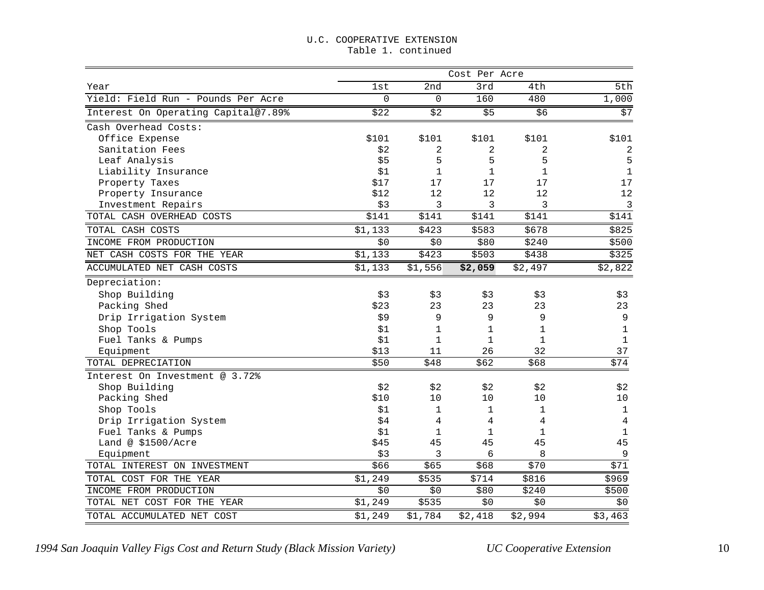U.C. COOPERATIVE EXTENSION
Table 1. continued

| | Cost Per Acre | | | | |
|---|---|---|---|---|---|
| Year | 1st | 2nd | 3rd | 4th | 5th |
| Yield: Field Run - Pounds Per Acre | 0 | 0 | 160 | 480 | 1,000 |
| Interest On Operating Capital@7.89% | $22 | $2 | $5 | $6 | $7 |
| Cash Overhead Costs: | | | | | |
| Office Expense | $101 | $101 | $101 | $101 | $101 |
| Sanitation Fees | $2 | 2 | 2 | 2 | 2 |
| Leaf Analysis | $5 | 5 | 5 | 5 | 5 |
| Liability Insurance | $1 | 1 | 1 | 1 | 1 |
| Property Taxes | $17 | 17 | 17 | 17 | 17 |
| Property Insurance | $12 | 12 | 12 | 12 | 12 |
| Investment Repairs | $3 | 3 | 3 | 3 | 3 |
| TOTAL CASH OVERHEAD COSTS | $141 | $141 | $141 | $141 | $141 |
| TOTAL CASH COSTS | $1,133 | $423 | $583 | $678 | $825 |
| INCOME FROM PRODUCTION | $0 | $0 | $80 | $240 | $500 |
| NET CASH COSTS FOR THE YEAR | $1,133 | $423 | $503 | $438 | $325 |
| ACCUMULATED NET CASH COSTS | $1,133 | $1,556 | **$2,059** | $2,497 | $2,822 |
| Depreciation: | | | | | |
| Shop Building | $3 | $3 | $3 | $3 | $3 |
| Packing Shed | $23 | 23 | 23 | 23 | 23 |
| Drip Irrigation System | $9 | 9 | 9 | 9 | 9 |
| Shop Tools | $1 | 1 | 1 | 1 | 1 |
| Fuel Tanks & Pumps | $1 | 1 | 1 | 1 | 1 |
| Equipment | $13 | 11 | 26 | 32 | 37 |
| TOTAL DEPRECIATION | $50 | $48 | $62 | $68 | $74 |
| Interest On Investment @ 3.72% | | | | | |
| Shop Building | $2 | $2 | $2 | $2 | $2 |
| Packing Shed | $10 | 10 | 10 | 10 | 10 |
| Shop Tools | $1 | 1 | 1 | 1 | 1 |
| Drip Irrigation System | $4 | 4 | 4 | 4 | 4 |
| Fuel Tanks & Pumps | $1 | 1 | 1 | 1 | 1 |
| Land @ $1500/Acre | $45 | 45 | 45 | 45 | 45 |
| Equipment | $3 | 3 | 6 | 8 | 9 |
| TOTAL INTEREST ON INVESTMENT | $66 | $65 | $68 | $70 | $71 |
| TOTAL COST FOR THE YEAR | $1,249 | $535 | $714 | $816 | $969 |
| INCOME FROM PRODUCTION | $0 | $0 | $80 | $240 | $500 |
| TOTAL NET COST FOR THE YEAR | $1,249 | $535 | $0 | $0 | $0 |
| TOTAL ACCUMULATED NET COST | $1,249 | $1,784 | $2,418 | $2,994 | $3,463 |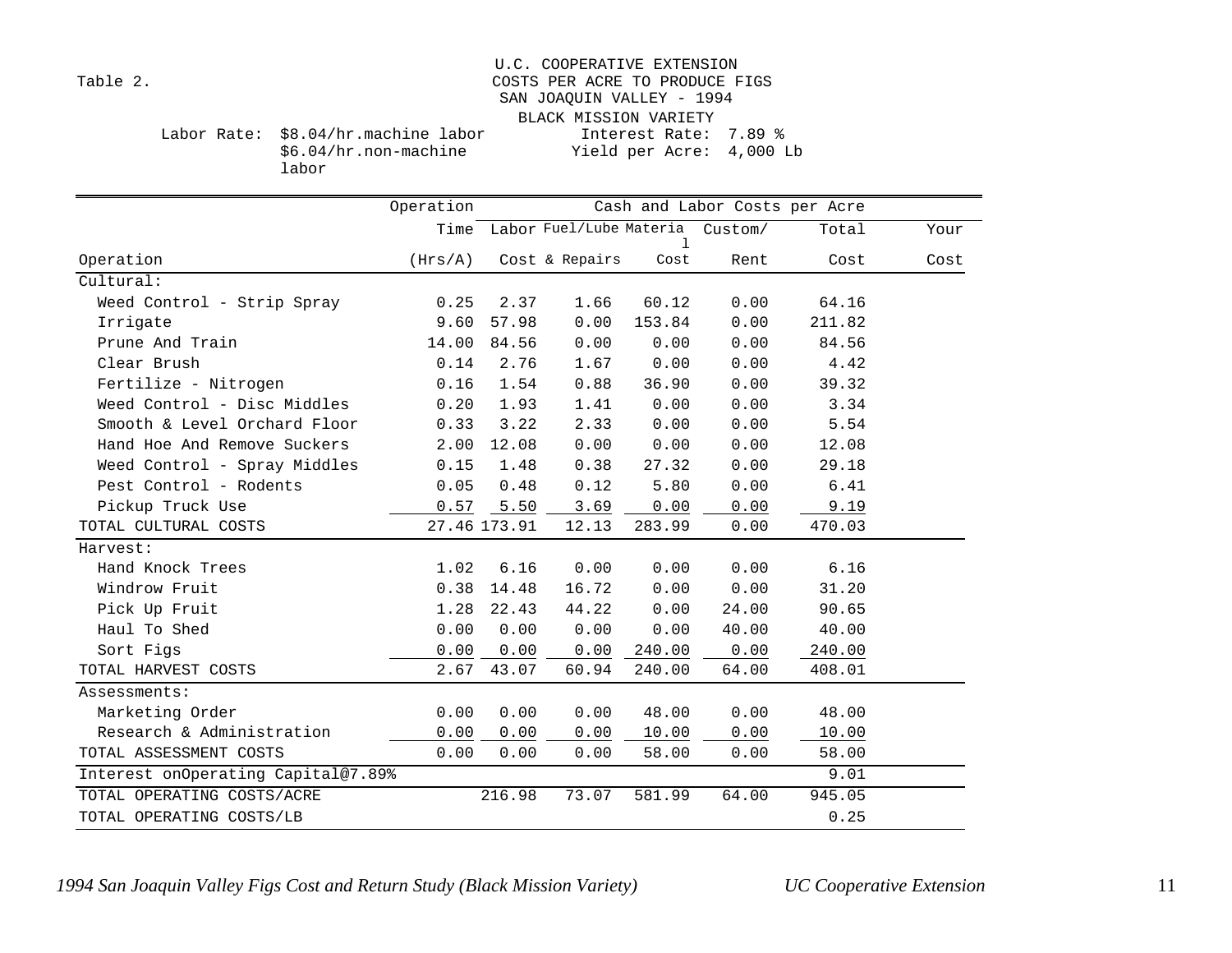Table 2.

U.C. COOPERATIVE EXTENSION
COSTS PER ACRE TO PRODUCE FIGS
SAN JOAQUIN VALLEY - 1994
BLACK MISSION VARIETY

Labor Rate: $8.04/hr.machine labor
$6.04/hr.non-machine labor

Interest Rate: 7.89 %
Yield per Acre: 4,000 Lb

| | Operation | Cash and Labor Costs per Acre | | | | | |
|---|---|---|---|---|---|---|---|
| | Time | Labor | Fuel/Lube | Material | Custom/ | Total | Your |
| Operation | (Hrs/A) | Cost | & Repairs | Cost | Rent | Cost | Cost |
| Cultural: | | | | | | | |
| Weed Control - Strip Spray | 0.25 | 2.37 | 1.66 | 60.12 | 0.00 | 64.16 | |
| Irrigate | 9.60 | 57.98 | 0.00 | 153.84 | 0.00 | 211.82 | |
| Prune And Train | 14.00 | 84.56 | 0.00 | 0.00 | 0.00 | 84.56 | |
| Clear Brush | 0.14 | 2.76 | 1.67 | 0.00 | 0.00 | 4.42 | |
| Fertilize - Nitrogen | 0.16 | 1.54 | 0.88 | 36.90 | 0.00 | 39.32 | |
| Weed Control - Disc Middles | 0.20 | 1.93 | 1.41 | 0.00 | 0.00 | 3.34 | |
| Smooth & Level Orchard Floor | 0.33 | 3.22 | 2.33 | 0.00 | 0.00 | 5.54 | |
| Hand Hoe And Remove Suckers | 2.00 | 12.08 | 0.00 | 0.00 | 0.00 | 12.08 | |
| Weed Control - Spray Middles | 0.15 | 1.48 | 0.38 | 27.32 | 0.00 | 29.18 | |
| Pest Control - Rodents | 0.05 | 0.48 | 0.12 | 5.80 | 0.00 | 6.41 | |
| Pickup Truck Use | 0.57 | 5.50 | 3.69 | 0.00 | 0.00 | 9.19 | |
| TOTAL CULTURAL COSTS | 27.46 | 173.91 | 12.13 | 283.99 | 0.00 | 470.03 | |
| Harvest: | | | | | | | |
| Hand Knock Trees | 1.02 | 6.16 | 0.00 | 0.00 | 0.00 | 6.16 | |
| Windrow Fruit | 0.38 | 14.48 | 16.72 | 0.00 | 0.00 | 31.20 | |
| Pick Up Fruit | 1.28 | 22.43 | 44.22 | 0.00 | 24.00 | 90.65 | |
| Haul To Shed | 0.00 | 0.00 | 0.00 | 0.00 | 40.00 | 40.00 | |
| Sort Figs | 0.00 | 0.00 | 0.00 | 240.00 | 0.00 | 240.00 | |
| TOTAL HARVEST COSTS | 2.67 | 43.07 | 60.94 | 240.00 | 64.00 | 408.01 | |
| Assessments: | | | | | | | |
| Marketing Order | 0.00 | 0.00 | 0.00 | 48.00 | 0.00 | 48.00 | |
| Research & Administration | 0.00 | 0.00 | 0.00 | 10.00 | 0.00 | 10.00 | |
| TOTAL ASSESSMENT COSTS | 0.00 | 0.00 | 0.00 | 58.00 | 0.00 | 58.00 | |
| Interest onOperating Capital@7.89% | | | | | | 9.01 | |
| TOTAL OPERATING COSTS/ACRE | | 216.98 | 73.07 | 581.99 | 64.00 | 945.05 | |
| TOTAL OPERATING COSTS/LB | | | | | | 0.25 | |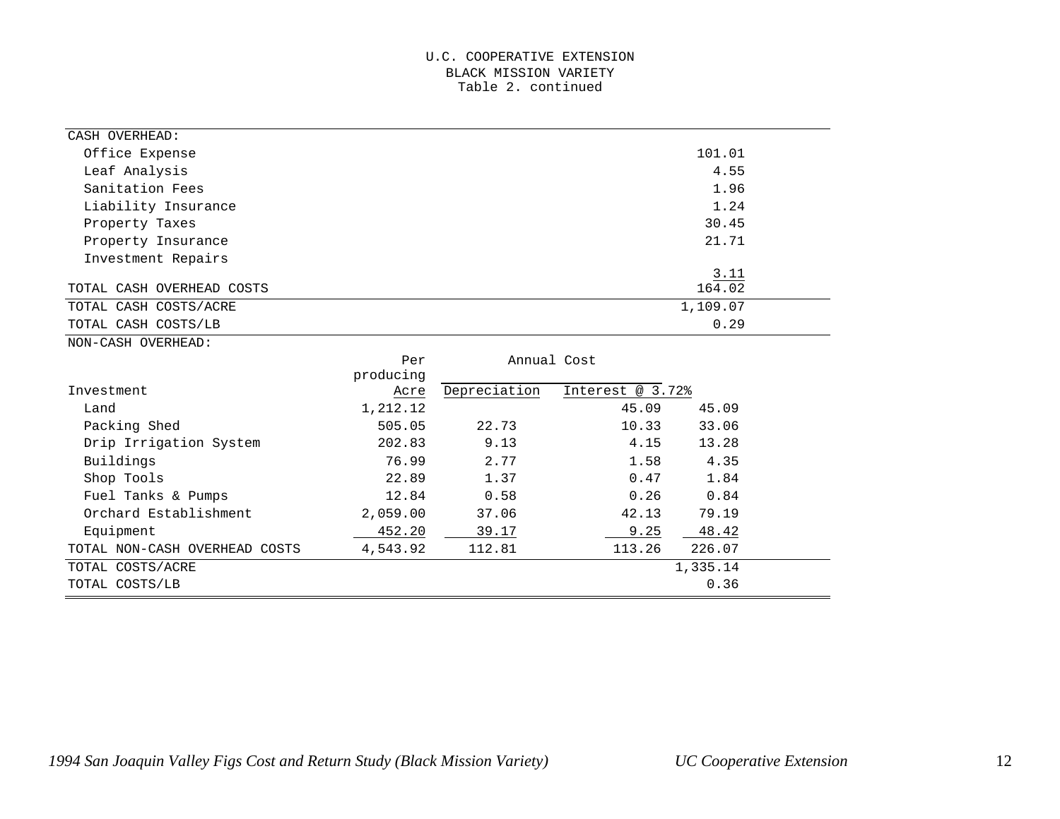U.C. COOPERATIVE EXTENSION
BLACK MISSION VARIETY
Table 2. continued

| CASH OVERHEAD: | | | | |
|---|---|---|---|---|
| Office Expense | | | | 101.01 |
| Leaf Analysis | | | | 4.55 |
| Sanitation Fees | | | | 1.96 |
| Liability Insurance | | | | 1.24 |
| Property Taxes | | | | 30.45 |
| Property Insurance | | | | 21.71 |
| Investment Repairs | | | | 3.11 |
| TOTAL CASH OVERHEAD COSTS | | | | 164.02 |
| TOTAL CASH COSTS/ACRE | | | | 1,109.07 |
| TOTAL CASH COSTS/LB | | | | 0.29 |

NON-CASH OVERHEAD:

| Investment | Per producing Acre | Annual Cost Depreciation | Interest @ 3.72% | |
|---|---|---|---|---|
| Land | 1,212.12 | | 45.09 | 45.09 |
| Packing Shed | 505.05 | 22.73 | 10.33 | 33.06 |
| Drip Irrigation System | 202.83 | 9.13 | 4.15 | 13.28 |
| Buildings | 76.99 | 2.77 | 1.58 | 4.35 |
| Shop Tools | 22.89 | 1.37 | 0.47 | 1.84 |
| Fuel Tanks & Pumps | 12.84 | 0.58 | 0.26 | 0.84 |
| Orchard Establishment | 2,059.00 | 37.06 | 42.13 | 79.19 |
| Equipment | 452.20 | 39.17 | 9.25 | 48.42 |
| TOTAL NON-CASH OVERHEAD COSTS | 4,543.92 | 112.81 | 113.26 | 226.07 |
| TOTAL COSTS/ACRE | | | | 1,335.14 |
| TOTAL COSTS/LB | | | | 0.36 |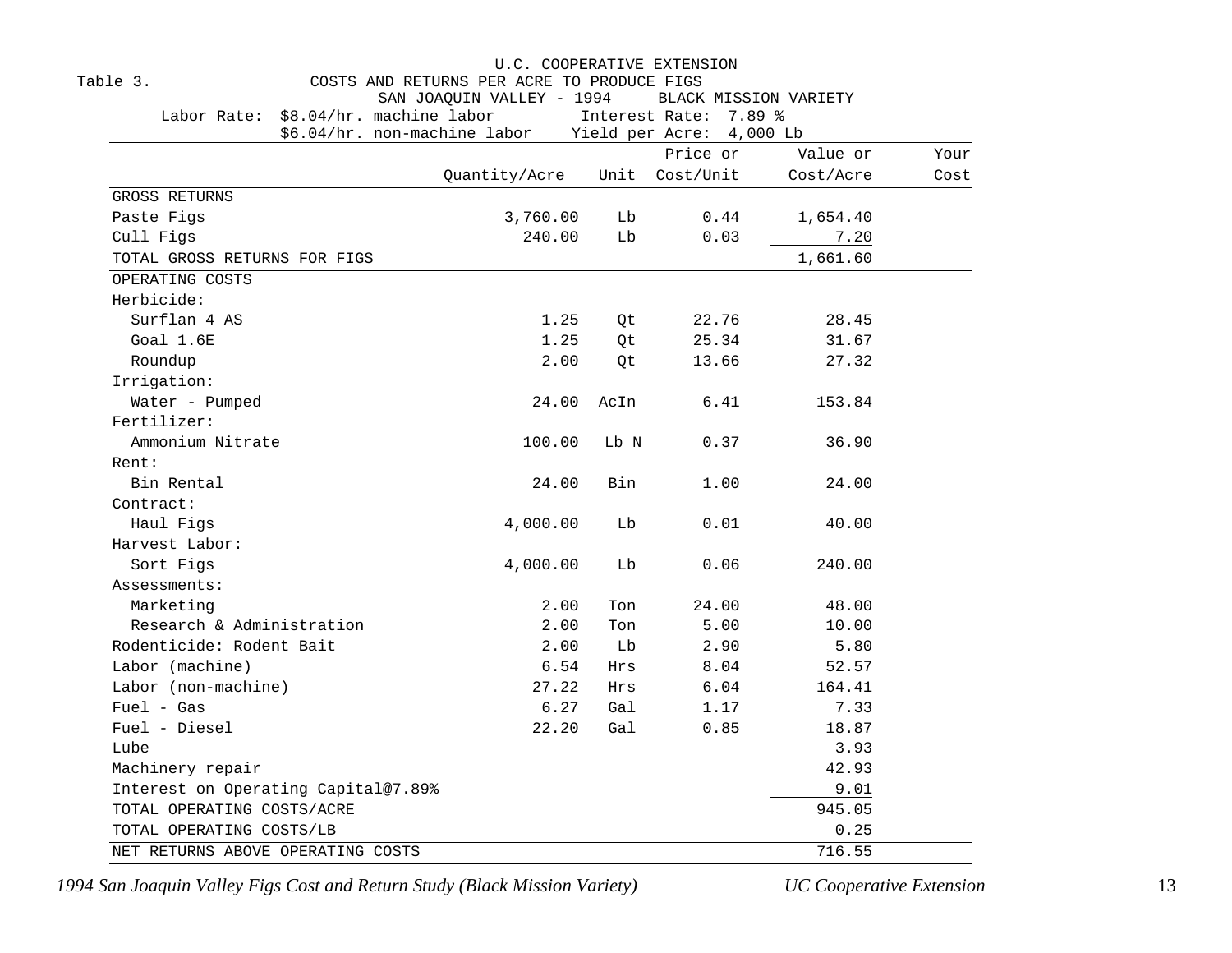U.C. COOPERATIVE EXTENSION

Table 3. COSTS AND RETURNS PER ACRE TO PRODUCE FIGS

SAN JOAQUIN VALLEY - 1994 BLACK MISSION VARIETY

Labor Rate: $8.04/hr. machine labor Interest Rate: 7.89 %

$6.04/hr. non-machine labor Yield per Acre: 4,000 Lb

| | Quantity/Acre | Unit | Price or Cost/Unit | Value or Cost/Acre | Your Cost |
|---|---|---|---|---|---|
| GROSS RETURNS | | | | | |
| Paste Figs | 3,760.00 | Lb | 0.44 | 1,654.40 | |
| Cull Figs | 240.00 | Lb | 0.03 | 7.20 | |
| TOTAL GROSS RETURNS FOR FIGS | | | | 1,661.60 | |
| OPERATING COSTS | | | | | |
| Herbicide: | | | | | |
| Surflan 4 AS | 1.25 | Qt | 22.76 | 28.45 | |
| Goal 1.6E | 1.25 | Qt | 25.34 | 31.67 | |
| Roundup | 2.00 | Qt | 13.66 | 27.32 | |
| Irrigation: | | | | | |
| Water - Pumped | 24.00 | AcIn | 6.41 | 153.84 | |
| Fertilizer: | | | | | |
| Ammonium Nitrate | 100.00 | Lb N | 0.37 | 36.90 | |
| Rent: | | | | | |
| Bin Rental | 24.00 | Bin | 1.00 | 24.00 | |
| Contract: | | | | | |
| Haul Figs | 4,000.00 | Lb | 0.01 | 40.00 | |
| Harvest Labor: | | | | | |
| Sort Figs | 4,000.00 | Lb | 0.06 | 240.00 | |
| Assessments: | | | | | |
| Marketing | 2.00 | Ton | 24.00 | 48.00 | |
| Research & Administration | 2.00 | Ton | 5.00 | 10.00 | |
| Rodenticide: Rodent Bait | 2.00 | Lb | 2.90 | 5.80 | |
| Labor (machine) | 6.54 | Hrs | 8.04 | 52.57 | |
| Labor (non-machine) | 27.22 | Hrs | 6.04 | 164.41 | |
| Fuel - Gas | 6.27 | Gal | 1.17 | 7.33 | |
| Fuel - Diesel | 22.20 | Gal | 0.85 | 18.87 | |
| Lube | | | | 3.93 | |
| Machinery repair | | | | 42.93 | |
| Interest on Operating Capital@7.89% | | | | 9.01 | |
| TOTAL OPERATING COSTS/ACRE | | | | 945.05 | |
| TOTAL OPERATING COSTS/LB | | | | 0.25 | |
| NET RETURNS ABOVE OPERATING COSTS | | | | 716.55 | |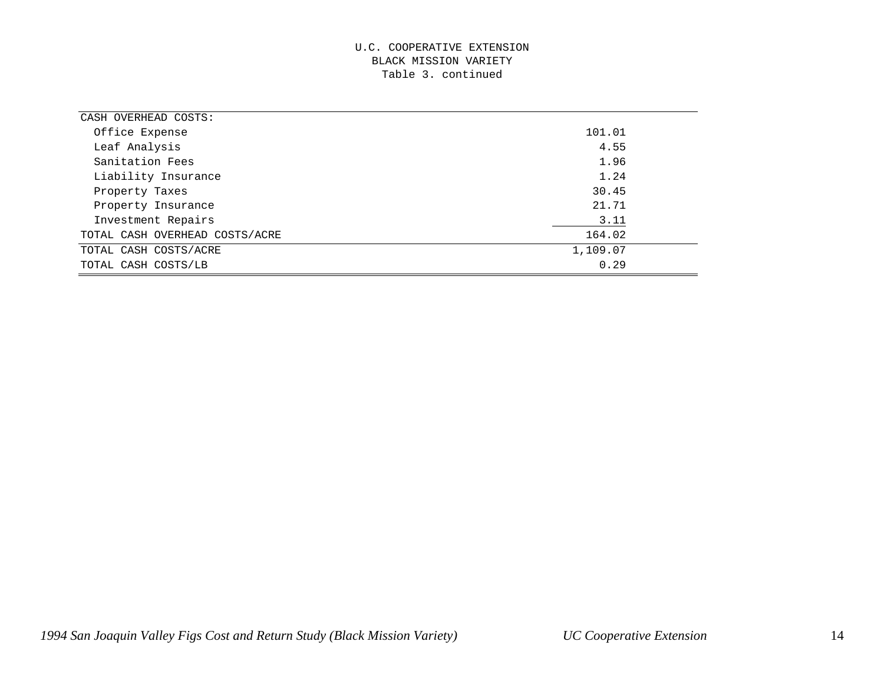U.C. COOPERATIVE EXTENSION
BLACK MISSION VARIETY
Table 3. continued

| CASH OVERHEAD COSTS: | |
|---|---|
| Office Expense | 101.01 |
| Leaf Analysis | 4.55 |
| Sanitation Fees | 1.96 |
| Liability Insurance | 1.24 |
| Property Taxes | 30.45 |
| Property Insurance | 21.71 |
| Investment Repairs | 3.11 |
| TOTAL CASH OVERHEAD COSTS/ACRE | 164.02 |
| TOTAL CASH COSTS/ACRE | 1,109.07 |
| TOTAL CASH COSTS/LB | 0.29 |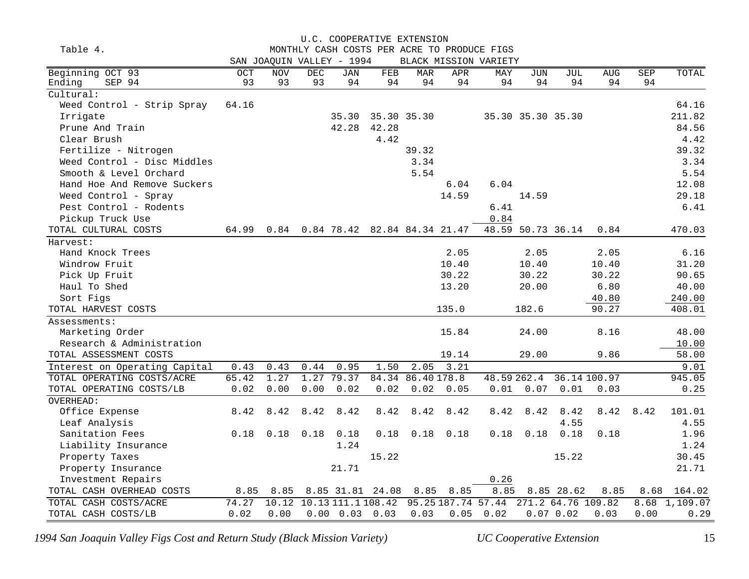U.C. COOPERATIVE EXTENSION

Table 4. MONTHLY CASH COSTS PER ACRE TO PRODUCE FIGS

SAN JOAQUIN VALLEY - 1994 BLACK MISSION VARIETY

| Beginning OCT 93<br>Ending SEP 94 | OCT<br>93 | NOV<br>93 | DEC<br>93 | JAN<br>94 | FEB<br>94 | MAR<br>94 | APR<br>94 | MAY<br>94 | JUN<br>94 | JUL<br>94 | AUG<br>94 | SEP<br>94 | TOTAL |
|---|---|---|---|---|---|---|---|---|---|---|---|---|---|
| Cultural: | | | | | | | | | | | | | |
| Weed Control - Strip Spray | 64.16 | | | | | | | | | | | | 64.16 |
| Irrigate | | | | 35.30 | 35.30 | 35.30 | | 35.30 | 35.30 | 35.30 | | | 211.82 |
| Prune And Train | | | | 42.28 | 42.28 | | | | | | | | 84.56 |
| Clear Brush | | | | | 4.42 | | | | | | | | 4.42 |
| Fertilize - Nitrogen | | | | | | 39.32 | | | | | | | 39.32 |
| Weed Control - Disc Middles | | | | | | 3.34 | | | | | | | 3.34 |
| Smooth & Level Orchard | | | | | | 5.54 | | | | | | | 5.54 |
| Hand Hoe And Remove Suckers | | | | | | | 6.04 | 6.04 | | | | | 12.08 |
| Weed Control - Spray | | | | | | | 14.59 | | 14.59 | | | | 29.18 |
| Pest Control - Rodents | | | | | | | | 6.41 | | | | | 6.41 |
| Pickup Truck Use | | | | | | | | 0.84 | | | | | |
| TOTAL CULTURAL COSTS | 64.99 | 0.84 | 0.84 | 78.42 | 82.84 | 84.34 | 21.47 | 48.59 | 50.73 | 36.14 | 0.84 | | 470.03 |
| Harvest: | | | | | | | | | | | | | |
| Hand Knock Trees | | | | | | | 2.05 | | 2.05 | | 2.05 | | 6.16 |
| Windrow Fruit | | | | | | | 10.40 | | 10.40 | | 10.40 | | 31.20 |
| Pick Up Fruit | | | | | | | 30.22 | | 30.22 | | 30.22 | | 90.65 |
| Haul To Shed | | | | | | | 13.20 | | 20.00 | | 6.80 | | 40.00 |
| Sort Figs | | | | | | | | | | | 40.80 | | 240.00 |
| TOTAL HARVEST COSTS | | | | | | | 135.0 | | 182.6 | | 90.27 | | 408.01 |
| Assessments: | | | | | | | | | | | | | |
| Marketing Order | | | | | | | 15.84 | | 24.00 | | 8.16 | | 48.00 |
| Research & Administration | | | | | | | | | | | | | 10.00 |
| TOTAL ASSESSMENT COSTS | | | | | | | 19.14 | | 29.00 | | 9.86 | | 58.00 |
| Interest on Operating Capital | 0.43 | 0.43 | 0.44 | 0.95 | 1.50 | 2.05 | 3.21 | | | | | | 9.01 |
| TOTAL OPERATING COSTS/ACRE | 65.42 | 1.27 | 1.27 | 79.37 | 84.34 | 86.40 | 178.8 | 48.59 | 262.4 | 36.14 | 100.97 | | 945.05 |
| TOTAL OPERATING COSTS/LB | 0.02 | 0.00 | 0.00 | 0.02 | 0.02 | 0.02 | 0.05 | 0.01 | 0.07 | 0.01 | 0.03 | | 0.25 |
| OVERHEAD: | | | | | | | | | | | | | |
| Office Expense | 8.42 | 8.42 | 8.42 | 8.42 | 8.42 | 8.42 | 8.42 | 8.42 | 8.42 | 8.42 | 8.42 | 8.42 | 101.01 |
| Leaf Analysis | | | | | | | | | | 4.55 | | | 4.55 |
| Sanitation Fees | 0.18 | 0.18 | 0.18 | 0.18 | 0.18 | 0.18 | 0.18 | 0.18 | 0.18 | 0.18 | 0.18 | | 1.96 |
| Liability Insurance | | | | 1.24 | | | | | | | | | 1.24 |
| Property Taxes | | | | | 15.22 | | | | | 15.22 | | | 30.45 |
| Property Insurance | | | | 21.71 | | | | | | | | | 21.71 |
| Investment Repairs | | | | | | | | 0.26 | | | | | |
| TOTAL CASH OVERHEAD COSTS | 8.85 | 8.85 | 8.85 | 31.81 | 24.08 | 8.85 | 8.85 | 8.85 | 8.85 | 28.62 | 8.85 | 8.68 | 164.02 |
| TOTAL CASH COSTS/ACRE | 74.27 | 10.12 | 10.13 | 111.1 | 108.42 | 95.25 | 187.74 | 57.44 | 271.2 | 64.76 | 109.82 | 8.68 | 1,109.07 |
| TOTAL CASH COSTS/LB | 0.02 | 0.00 | 0.00 | 0.03 | 0.03 | 0.03 | 0.05 | 0.02 | 0.07 | 0.02 | 0.03 | 0.00 | 0.29 |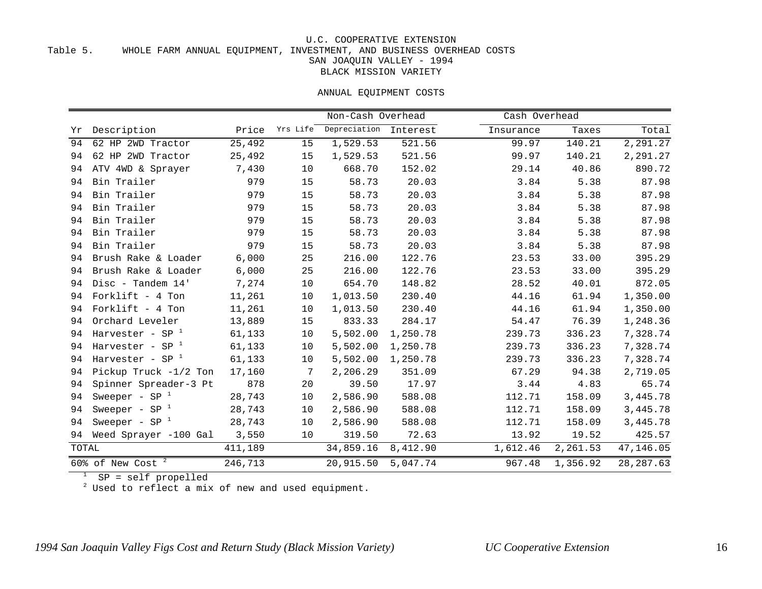U.C. COOPERATIVE EXTENSION

Table 5. WHOLE FARM ANNUAL EQUIPMENT, INVESTMENT, AND BUSINESS OVERHEAD COSTS

SAN JOAQUIN VALLEY - 1994

BLACK MISSION VARIETY

ANNUAL EQUIPMENT COSTS

| | | | | Non-Cash Overhead | | Cash Overhead | | |
|---|---|---|---|---|---|---|---|---|
| Yr | Description | Price | Yrs Life | Depreciation | Interest | Insurance | Taxes | Total |
| 94 | 62 HP 2WD Tractor | 25,492 | 15 | 1,529.53 | 521.56 | 99.97 | 140.21 | 2,291.27 |
| 94 | 62 HP 2WD Tractor | 25,492 | 15 | 1,529.53 | 521.56 | 99.97 | 140.21 | 2,291.27 |
| 94 | ATV 4WD & Sprayer | 7,430 | 10 | 668.70 | 152.02 | 29.14 | 40.86 | 890.72 |
| 94 | Bin Trailer | 979 | 15 | 58.73 | 20.03 | 3.84 | 5.38 | 87.98 |
| 94 | Bin Trailer | 979 | 15 | 58.73 | 20.03 | 3.84 | 5.38 | 87.98 |
| 94 | Bin Trailer | 979 | 15 | 58.73 | 20.03 | 3.84 | 5.38 | 87.98 |
| 94 | Bin Trailer | 979 | 15 | 58.73 | 20.03 | 3.84 | 5.38 | 87.98 |
| 94 | Bin Trailer | 979 | 15 | 58.73 | 20.03 | 3.84 | 5.38 | 87.98 |
| 94 | Bin Trailer | 979 | 15 | 58.73 | 20.03 | 3.84 | 5.38 | 87.98 |
| 94 | Brush Rake & Loader | 6,000 | 25 | 216.00 | 122.76 | 23.53 | 33.00 | 395.29 |
| 94 | Brush Rake & Loader | 6,000 | 25 | 216.00 | 122.76 | 23.53 | 33.00 | 395.29 |
| 94 | Disc - Tandem 14' | 7,274 | 10 | 654.70 | 148.82 | 28.52 | 40.01 | 872.05 |
| 94 | Forklift - 4 Ton | 11,261 | 10 | 1,013.50 | 230.40 | 44.16 | 61.94 | 1,350.00 |
| 94 | Forklift - 4 Ton | 11,261 | 10 | 1,013.50 | 230.40 | 44.16 | 61.94 | 1,350.00 |
| 94 | Orchard Leveler | 13,889 | 15 | 833.33 | 284.17 | 54.47 | 76.39 | 1,248.36 |
| 94 | Harvester - SP [1] | 61,133 | 10 | 5,502.00 | 1,250.78 | 239.73 | 336.23 | 7,328.74 |
| 94 | Harvester - SP [1] | 61,133 | 10 | 5,502.00 | 1,250.78 | 239.73 | 336.23 | 7,328.74 |
| 94 | Harvester - SP [1] | 61,133 | 10 | 5,502.00 | 1,250.78 | 239.73 | 336.23 | 7,328.74 |
| 94 | Pickup Truck -1/2 Ton | 17,160 | 7 | 2,206.29 | 351.09 | 67.29 | 94.38 | 2,719.05 |
| 94 | Spinner Spreader-3 Pt | 878 | 20 | 39.50 | 17.97 | 3.44 | 4.83 | 65.74 |
| 94 | Sweeper - SP [1] | 28,743 | 10 | 2,586.90 | 588.08 | 112.71 | 158.09 | 3,445.78 |
| 94 | Sweeper - SP [1] | 28,743 | 10 | 2,586.90 | 588.08 | 112.71 | 158.09 | 3,445.78 |
| 94 | Sweeper - SP [1] | 28,743 | 10 | 2,586.90 | 588.08 | 112.71 | 158.09 | 3,445.78 |
| 94 | Weed Sprayer -100 Gal | 3,550 | 10 | 319.50 | 72.63 | 13.92 | 19.52 | 425.57 |
| TOTAL | | 411,189 | | 34,859.16 | 8,412.90 | 1,612.46 | 2,261.53 | 47,146.05 |
| 60% of New Cost [2] | | 246,713 | | 20,915.50 | 5,047.74 | 967.48 | 1,356.92 | 28,287.63 |

[1] SP = self propelled

[2] Used to reflect a mix of new and used equipment.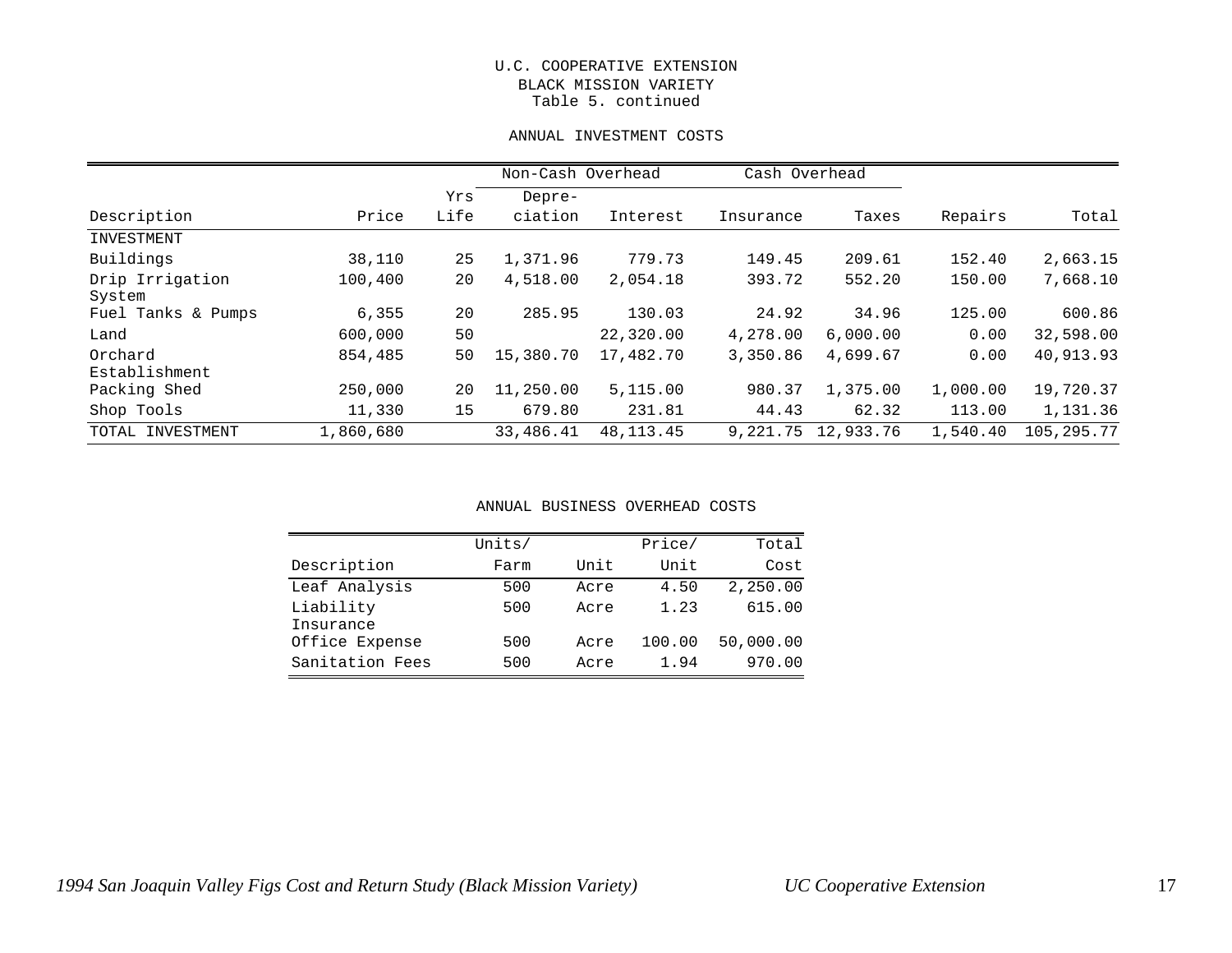U.C. COOPERATIVE EXTENSION
BLACK MISSION VARIETY
Table 5. continued

ANNUAL INVESTMENT COSTS

| | | | Non-Cash Overhead | | Cash Overhead | | | |
|---|---|---|---|---|---|---|---|---|
| Description | Price | Yrs Life | Depre-ciation | Interest | Insurance | Taxes | Repairs | Total |
| INVESTMENT | | | | | | | | |
| Buildings | 38,110 | 25 | 1,371.96 | 779.73 | 149.45 | 209.61 | 152.40 | 2,663.15 |
| Drip Irrigation System | 100,400 | 20 | 4,518.00 | 2,054.18 | 393.72 | 552.20 | 150.00 | 7,668.10 |
| Fuel Tanks & Pumps | 6,355 | 20 | 285.95 | 130.03 | 24.92 | 34.96 | 125.00 | 600.86 |
| Land | 600,000 | 50 | | 22,320.00 | 4,278.00 | 6,000.00 | 0.00 | 32,598.00 |
| Orchard Establishment | 854,485 | 50 | 15,380.70 | 17,482.70 | 3,350.86 | 4,699.67 | 0.00 | 40,913.93 |
| Packing Shed | 250,000 | 20 | 11,250.00 | 5,115.00 | 980.37 | 1,375.00 | 1,000.00 | 19,720.37 |
| Shop Tools | 11,330 | 15 | 679.80 | 231.81 | 44.43 | 62.32 | 113.00 | 1,131.36 |
| TOTAL INVESTMENT | 1,860,680 | | 33,486.41 | 48,113.45 | 9,221.75 | 12,933.76 | 1,540.40 | 105,295.77 |

ANNUAL BUSINESS OVERHEAD COSTS

| Description | Units/ Farm | Unit | Price/ Unit | Total Cost |
|---|---|---|---|---|
| Leaf Analysis | 500 | Acre | 4.50 | 2,250.00 |
| Liability Insurance | 500 | Acre | 1.23 | 615.00 |
| Office Expense | 500 | Acre | 100.00 | 50,000.00 |
| Sanitation Fees | 500 | Acre | 1.94 | 970.00 |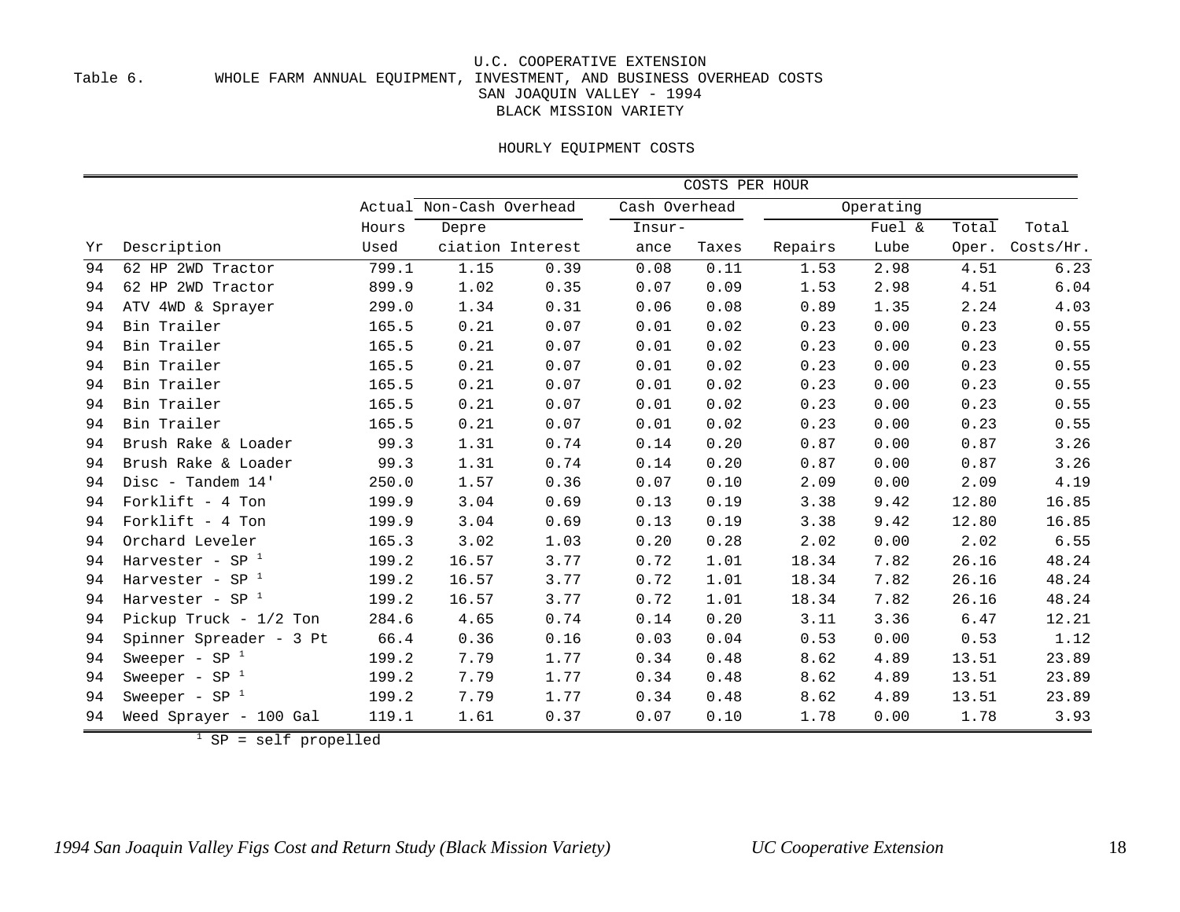U.C. COOPERATIVE EXTENSION

Table 6. WHOLE FARM ANNUAL EQUIPMENT, INVESTMENT, AND BUSINESS OVERHEAD COSTS

SAN JOAQUIN VALLEY - 1994

BLACK MISSION VARIETY

HOURLY EQUIPMENT COSTS

| | | | COSTS PER HOUR | | | | | | | |
|---|---|---|---|---|---|---|---|---|---|---|
| | | Actual | Non-Cash Overhead | | Cash Overhead | | Operating | | | |
| | | Hours | Depre- | | Insur- | | | Fuel & | Total | Total |
| Yr | Description | Used | ciation | Interest | ance | Taxes | Repairs | Lube | Oper. | Costs/Hr. |
| 94 | 62 HP 2WD Tractor | 799.1 | 1.15 | 0.39 | 0.08 | 0.11 | 1.53 | 2.98 | 4.51 | 6.23 |
| 94 | 62 HP 2WD Tractor | 899.9 | 1.02 | 0.35 | 0.07 | 0.09 | 1.53 | 2.98 | 4.51 | 6.04 |
| 94 | ATV 4WD & Sprayer | 299.0 | 1.34 | 0.31 | 0.06 | 0.08 | 0.89 | 1.35 | 2.24 | 4.03 |
| 94 | Bin Trailer | 165.5 | 0.21 | 0.07 | 0.01 | 0.02 | 0.23 | 0.00 | 0.23 | 0.55 |
| 94 | Bin Trailer | 165.5 | 0.21 | 0.07 | 0.01 | 0.02 | 0.23 | 0.00 | 0.23 | 0.55 |
| 94 | Bin Trailer | 165.5 | 0.21 | 0.07 | 0.01 | 0.02 | 0.23 | 0.00 | 0.23 | 0.55 |
| 94 | Bin Trailer | 165.5 | 0.21 | 0.07 | 0.01 | 0.02 | 0.23 | 0.00 | 0.23 | 0.55 |
| 94 | Bin Trailer | 165.5 | 0.21 | 0.07 | 0.01 | 0.02 | 0.23 | 0.00 | 0.23 | 0.55 |
| 94 | Bin Trailer | 165.5 | 0.21 | 0.07 | 0.01 | 0.02 | 0.23 | 0.00 | 0.23 | 0.55 |
| 94 | Brush Rake & Loader | 99.3 | 1.31 | 0.74 | 0.14 | 0.20 | 0.87 | 0.00 | 0.87 | 3.26 |
| 94 | Brush Rake & Loader | 99.3 | 1.31 | 0.74 | 0.14 | 0.20 | 0.87 | 0.00 | 0.87 | 3.26 |
| 94 | Disc - Tandem 14' | 250.0 | 1.57 | 0.36 | 0.07 | 0.10 | 2.09 | 0.00 | 2.09 | 4.19 |
| 94 | Forklift - 4 Ton | 199.9 | 3.04 | 0.69 | 0.13 | 0.19 | 3.38 | 9.42 | 12.80 | 16.85 |
| 94 | Forklift - 4 Ton | 199.9 | 3.04 | 0.69 | 0.13 | 0.19 | 3.38 | 9.42 | 12.80 | 16.85 |
| 94 | Orchard Leveler | 165.3 | 3.02 | 1.03 | 0.20 | 0.28 | 2.02 | 0.00 | 2.02 | 6.55 |
| 94 | Harvester - SP [1] | 199.2 | 16.57 | 3.77 | 0.72 | 1.01 | 18.34 | 7.82 | 26.16 | 48.24 |
| 94 | Harvester - SP [1] | 199.2 | 16.57 | 3.77 | 0.72 | 1.01 | 18.34 | 7.82 | 26.16 | 48.24 |
| 94 | Harvester - SP [1] | 199.2 | 16.57 | 3.77 | 0.72 | 1.01 | 18.34 | 7.82 | 26.16 | 48.24 |
| 94 | Pickup Truck - 1/2 Ton | 284.6 | 4.65 | 0.74 | 0.14 | 0.20 | 3.11 | 3.36 | 6.47 | 12.21 |
| 94 | Spinner Spreader - 3 Pt | 66.4 | 0.36 | 0.16 | 0.03 | 0.04 | 0.53 | 0.00 | 0.53 | 1.12 |
| 94 | Sweeper - SP [1] | 199.2 | 7.79 | 1.77 | 0.34 | 0.48 | 8.62 | 4.89 | 13.51 | 23.89 |
| 94 | Sweeper - SP [1] | 199.2 | 7.79 | 1.77 | 0.34 | 0.48 | 8.62 | 4.89 | 13.51 | 23.89 |
| 94 | Sweeper - SP [1] | 199.2 | 7.79 | 1.77 | 0.34 | 0.48 | 8.62 | 4.89 | 13.51 | 23.89 |
| 94 | Weed Sprayer - 100 Gal | 119.1 | 1.61 | 0.37 | 0.07 | 0.10 | 1.78 | 0.00 | 1.78 | 3.93 |

[1] SP = self propelled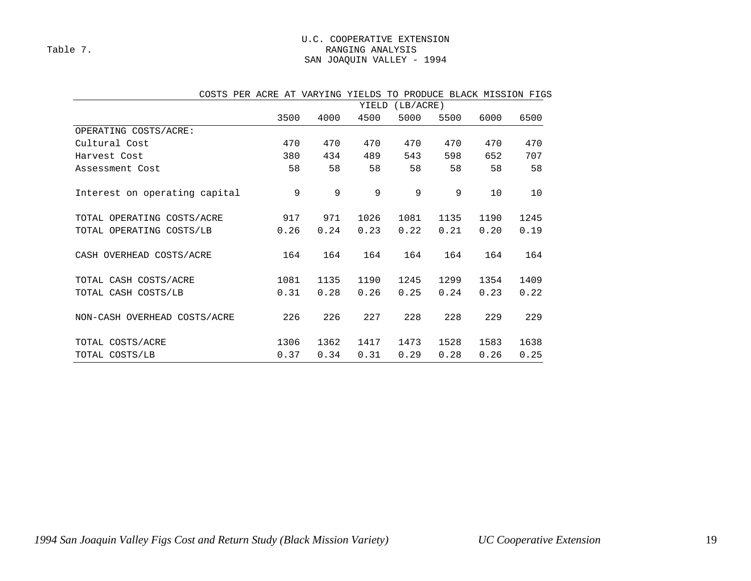Table 7.

U.C. COOPERATIVE EXTENSION
RANGING ANALYSIS
SAN JOAQUIN VALLEY - 1994

COSTS PER ACRE AT VARYING YIELDS TO PRODUCE BLACK MISSION FIGS

| | YIELD (LB/ACRE) | | | | | | |
|---|---|---|---|---|---|---|---|
| | 3500 | 4000 | 4500 | 5000 | 5500 | 6000 | 6500 |
| OPERATING COSTS/ACRE: | | | | | | | |
| Cultural Cost | 470 | 470 | 470 | 470 | 470 | 470 | 470 |
| Harvest Cost | 380 | 434 | 489 | 543 | 598 | 652 | 707 |
| Assessment Cost | 58 | 58 | 58 | 58 | 58 | 58 | 58 |
| Interest on operating capital | 9 | 9 | 9 | 9 | 9 | 10 | 10 |
| TOTAL OPERATING COSTS/ACRE | 917 | 971 | 1026 | 1081 | 1135 | 1190 | 1245 |
| TOTAL OPERATING COSTS/LB | 0.26 | 0.24 | 0.23 | 0.22 | 0.21 | 0.20 | 0.19 |
| CASH OVERHEAD COSTS/ACRE | 164 | 164 | 164 | 164 | 164 | 164 | 164 |
| TOTAL CASH COSTS/ACRE | 1081 | 1135 | 1190 | 1245 | 1299 | 1354 | 1409 |
| TOTAL CASH COSTS/LB | 0.31 | 0.28 | 0.26 | 0.25 | 0.24 | 0.23 | 0.22 |
| NON-CASH OVERHEAD COSTS/ACRE | 226 | 226 | 227 | 228 | 228 | 229 | 229 |
| TOTAL COSTS/ACRE | 1306 | 1362 | 1417 | 1473 | 1528 | 1583 | 1638 |
| TOTAL COSTS/LB | 0.37 | 0.34 | 0.31 | 0.29 | 0.28 | 0.26 | 0.25 |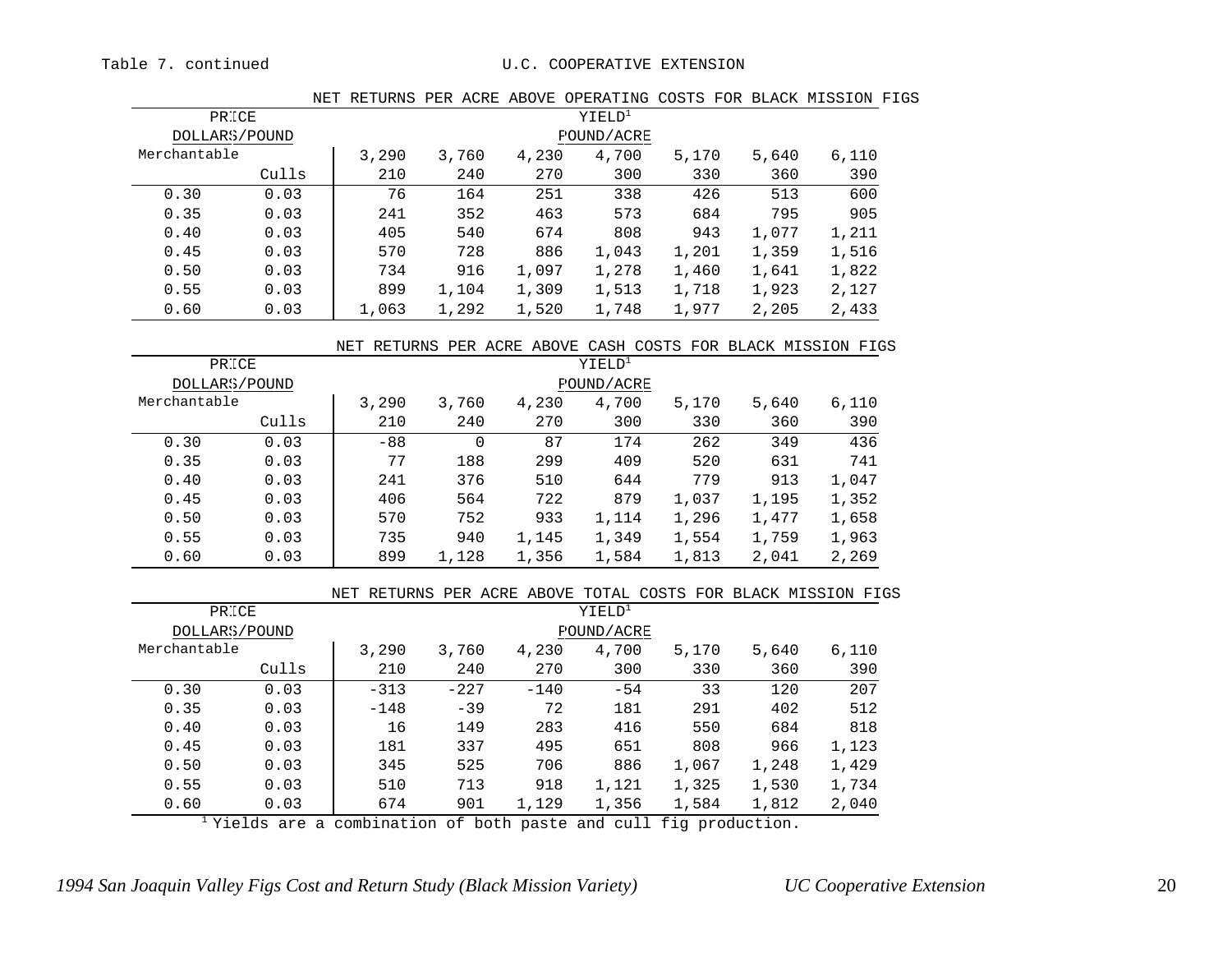Table 7. continued

U.C. COOPERATIVE EXTENSION

NET RETURNS PER ACRE ABOVE OPERATING COSTS FOR BLACK MISSION FIGS

| PRICE DOLLARS/POUND | | YIELD[1] POUND/ACRE | | | | | | |
|---|---|---|---|---|---|---|---|---|
| Merchantable | | 3,290 | 3,760 | 4,230 | 4,700 | 5,170 | 5,640 | 6,110 |
| | Culls | 210 | 240 | 270 | 300 | 330 | 360 | 390 |
| 0.30 | 0.03 | 76 | 164 | 251 | 338 | 426 | 513 | 600 |
| 0.35 | 0.03 | 241 | 352 | 463 | 573 | 684 | 795 | 905 |
| 0.40 | 0.03 | 405 | 540 | 674 | 808 | 943 | 1,077 | 1,211 |
| 0.45 | 0.03 | 570 | 728 | 886 | 1,043 | 1,201 | 1,359 | 1,516 |
| 0.50 | 0.03 | 734 | 916 | 1,097 | 1,278 | 1,460 | 1,641 | 1,822 |
| 0.55 | 0.03 | 899 | 1,104 | 1,309 | 1,513 | 1,718 | 1,923 | 2,127 |
| 0.60 | 0.03 | 1,063 | 1,292 | 1,520 | 1,748 | 1,977 | 2,205 | 2,433 |

NET RETURNS PER ACRE ABOVE CASH COSTS FOR BLACK MISSION FIGS

| PRICE DOLLARS/POUND | | YIELD[1] POUND/ACRE | | | | | | |
|---|---|---|---|---|---|---|---|---|
| Merchantable | | 3,290 | 3,760 | 4,230 | 4,700 | 5,170 | 5,640 | 6,110 |
| | Culls | 210 | 240 | 270 | 300 | 330 | 360 | 390 |
| 0.30 | 0.03 | -88 | 0 | 87 | 174 | 262 | 349 | 436 |
| 0.35 | 0.03 | 77 | 188 | 299 | 409 | 520 | 631 | 741 |
| 0.40 | 0.03 | 241 | 376 | 510 | 644 | 779 | 913 | 1,047 |
| 0.45 | 0.03 | 406 | 564 | 722 | 879 | 1,037 | 1,195 | 1,352 |
| 0.50 | 0.03 | 570 | 752 | 933 | 1,114 | 1,296 | 1,477 | 1,658 |
| 0.55 | 0.03 | 735 | 940 | 1,145 | 1,349 | 1,554 | 1,759 | 1,963 |
| 0.60 | 0.03 | 899 | 1,128 | 1,356 | 1,584 | 1,813 | 2,041 | 2,269 |

NET RETURNS PER ACRE ABOVE TOTAL COSTS FOR BLACK MISSION FIGS

| PRICE DOLLARS/POUND | | YIELD[1] POUND/ACRE | | | | | | |
|---|---|---|---|---|---|---|---|---|
| Merchantable | | 3,290 | 3,760 | 4,230 | 4,700 | 5,170 | 5,640 | 6,110 |
| | Culls | 210 | 240 | 270 | 300 | 330 | 360 | 390 |
| 0.30 | 0.03 | -313 | -227 | -140 | -54 | 33 | 120 | 207 |
| 0.35 | 0.03 | -148 | -39 | 72 | 181 | 291 | 402 | 512 |
| 0.40 | 0.03 | 16 | 149 | 283 | 416 | 550 | 684 | 818 |
| 0.45 | 0.03 | 181 | 337 | 495 | 651 | 808 | 966 | 1,123 |
| 0.50 | 0.03 | 345 | 525 | 706 | 886 | 1,067 | 1,248 | 1,429 |
| 0.55 | 0.03 | 510 | 713 | 918 | 1,121 | 1,325 | 1,530 | 1,734 |
| 0.60 | 0.03 | 674 | 901 | 1,129 | 1,356 | 1,584 | 1,812 | 2,040 |

[1] Yields are a combination of both paste and cull fig production.